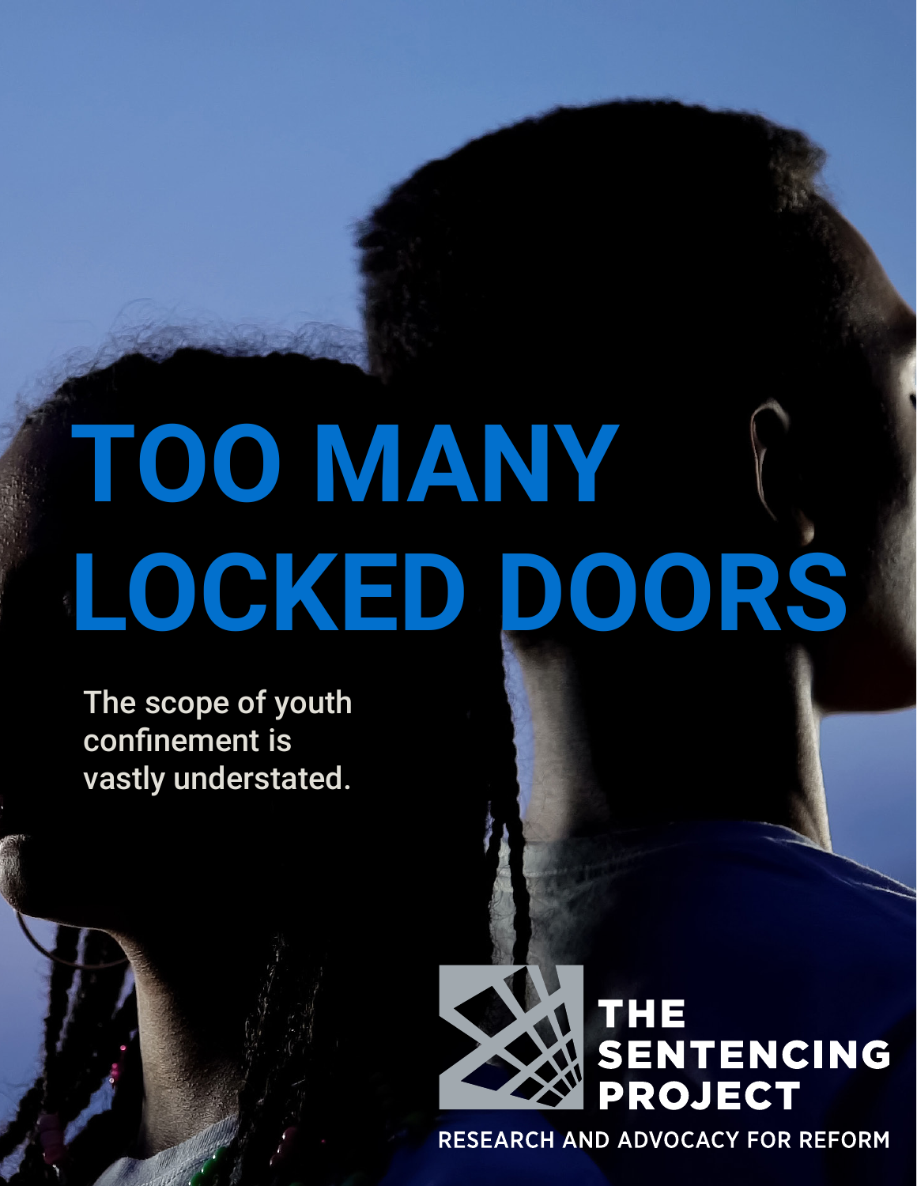# TOO MANY LOCKED DOORS

The scope of youth confinement is vastly understated.

THE SENTENCING PROJECT

RESEARCH AND ADVOCACY FOR REFORM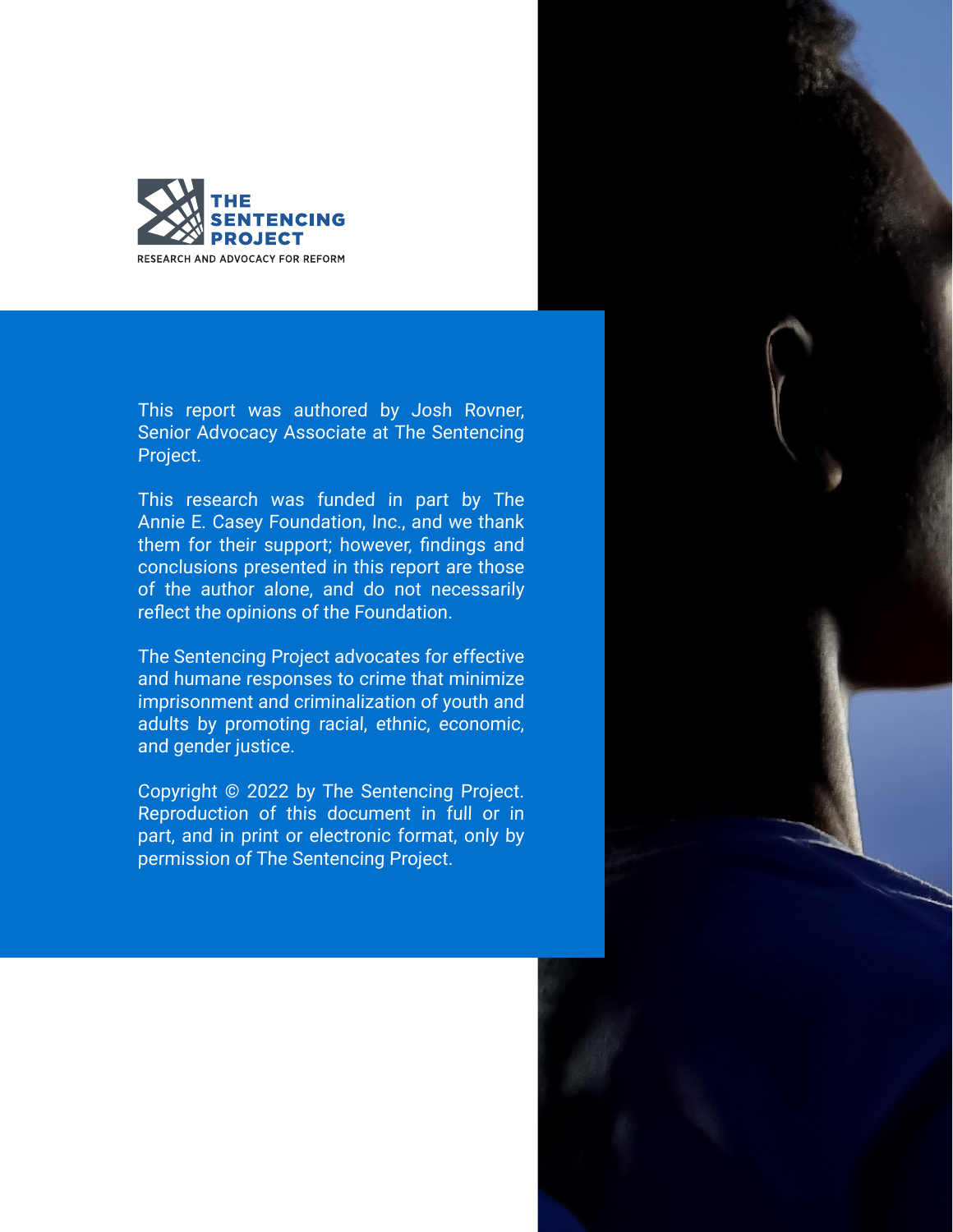THE SENTENCING PROJECT

RESEARCH AND ADVOCACY FOR REFORM

This report was authored by Josh Rovner, Senior Advocacy Associate at The Sentencing Project.

This research was funded in part by The Annie E. Casey Foundation, Inc., and we thank them for their support; however, findings and conclusions presented in this report are those of the author alone, and do not necessarily reflect the opinions of the Foundation.

The Sentencing Project advocates for effective and humane responses to crime that minimize imprisonment and criminalization of youth and adults by promoting racial, ethnic, economic, and gender justice.

Copyright © 2022 by The Sentencing Project. Reproduction of this document in full or in part, and in print or electronic format, only by permission of The Sentencing Project.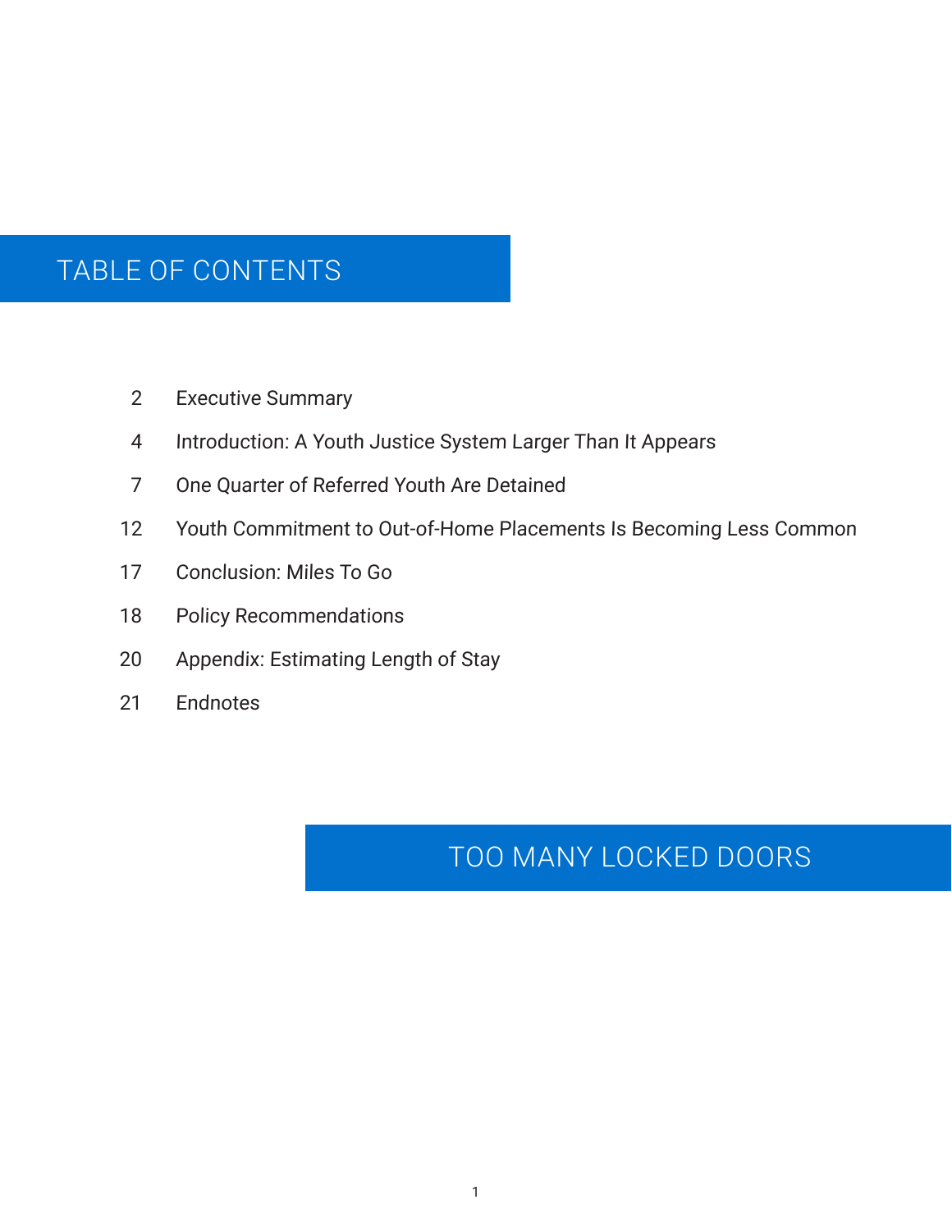# TABLE OF CONTENTS

| | |
|---|---|
| 2 | Executive Summary |
| 4 | Introduction: A Youth Justice System Larger Than It Appears |
| 7 | One Quarter of Referred Youth Are Detained |
| 12 | Youth Commitment to Out-of-Home Placements Is Becoming Less Common |
| 17 | Conclusion: Miles To Go |
| 18 | Policy Recommendations |
| 20 | Appendix: Estimating Length of Stay |
| 21 | Endnotes |

## TOO MANY LOCKED DOORS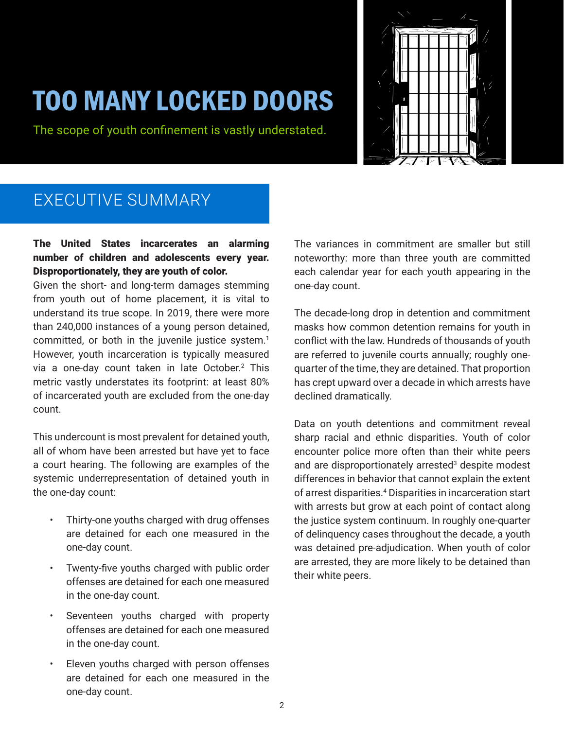# TOO MANY LOCKED DOORS

The scope of youth confinement is vastly understated.

## EXECUTIVE SUMMARY

**The United States incarcerates an alarming number of children and adolescents every year. Disproportionately, they are youth of color.** Given the short- and long-term damages stemming from youth out of home placement, it is vital to understand its true scope. In 2019, there were more than 240,000 instances of a young person detained, committed, or both in the juvenile justice system.[1] However, youth incarceration is typically measured via a one-day count taken in late October.[2] This metric vastly understates its footprint: at least 80% of incarcerated youth are excluded from the one-day count.

This undercount is most prevalent for detained youth, all of whom have been arrested but have yet to face a court hearing. The following are examples of the systemic underrepresentation of detained youth in the one-day count:

- Thirty-one youths charged with drug offenses are detained for each one measured in the one-day count.
- Twenty-five youths charged with public order offenses are detained for each one measured in the one-day count.
- Seventeen youths charged with property offenses are detained for each one measured in the one-day count.
- Eleven youths charged with person offenses are detained for each one measured in the one-day count.

The variances in commitment are smaller but still noteworthy: more than three youth are committed each calendar year for each youth appearing in the one-day count.

The decade-long drop in detention and commitment masks how common detention remains for youth in conflict with the law. Hundreds of thousands of youth are referred to juvenile courts annually; roughly one-quarter of the time, they are detained. That proportion has crept upward over a decade in which arrests have declined dramatically.

Data on youth detentions and commitment reveal sharp racial and ethnic disparities. Youth of color encounter police more often than their white peers and are disproportionately arrested[3] despite modest differences in behavior that cannot explain the extent of arrest disparities.[4] Disparities in incarceration start with arrests but grow at each point of contact along the justice system continuum. In roughly one-quarter of delinquency cases throughout the decade, a youth was detained pre-adjudication. When youth of color are arrested, they are more likely to be detained than their white peers.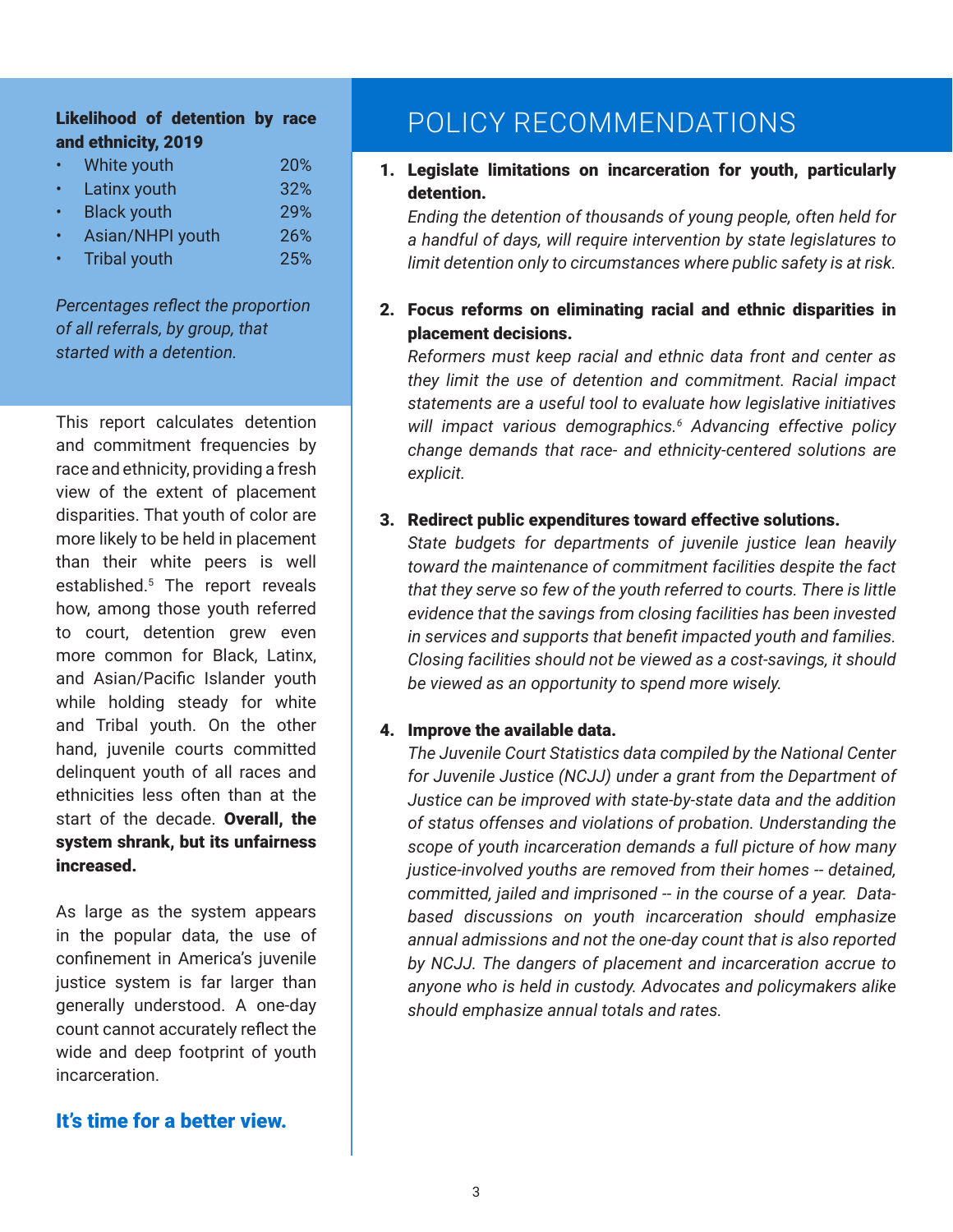**Likelihood of detention by race and ethnicity, 2019**

| Group | Percentage |
|---|---|
| White youth | 20% |
| Latinx youth | 32% |
| Black youth | 29% |
| Asian/NHPI youth | 26% |
| Tribal youth | 25% |

*Percentages reflect the proportion of all referrals, by group, that started with a detention.*

This report calculates detention and commitment frequencies by race and ethnicity, providing a fresh view of the extent of placement disparities. That youth of color are more likely to be held in placement than their white peers is well established.[5] The report reveals how, among those youth referred to court, detention grew even more common for Black, Latinx, and Asian/Pacific Islander youth while holding steady for white and Tribal youth. On the other hand, juvenile courts committed delinquent youth of all races and ethnicities less often than at the start of the decade. **Overall, the system shrank, but its unfairness increased.**

As large as the system appears in the popular data, the use of confinement in America's juvenile justice system is far larger than generally understood. A one-day count cannot accurately reflect the wide and deep footprint of youth incarceration.

**It's time for a better view.**

# POLICY RECOMMENDATIONS

1. **Legislate limitations on incarceration for youth, particularly detention.**
   *Ending the detention of thousands of young people, often held for a handful of days, will require intervention by state legislatures to limit detention only to circumstances where public safety is at risk.*

2. **Focus reforms on eliminating racial and ethnic disparities in placement decisions.**
   *Reformers must keep racial and ethnic data front and center as they limit the use of detention and commitment. Racial impact statements are a useful tool to evaluate how legislative initiatives will impact various demographics.[6] Advancing effective policy change demands that race- and ethnicity-centered solutions are explicit.*

3. **Redirect public expenditures toward effective solutions.**
   *State budgets for departments of juvenile justice lean heavily toward the maintenance of commitment facilities despite the fact that they serve so few of the youth referred to courts. There is little evidence that the savings from closing facilities has been invested in services and supports that benefit impacted youth and families. Closing facilities should not be viewed as a cost-savings, it should be viewed as an opportunity to spend more wisely.*

4. **Improve the available data.**
   *The Juvenile Court Statistics data compiled by the National Center for Juvenile Justice (NCJJ) under a grant from the Department of Justice can be improved with state-by-state data and the addition of status offenses and violations of probation. Understanding the scope of youth incarceration demands a full picture of how many justice-involved youths are removed from their homes -- detained, committed, jailed and imprisoned -- in the course of a year. Data-based discussions on youth incarceration should emphasize annual admissions and not the one-day count that is also reported by NCJJ. The dangers of placement and incarceration accrue to anyone who is held in custody. Advocates and policymakers alike should emphasize annual totals and rates.*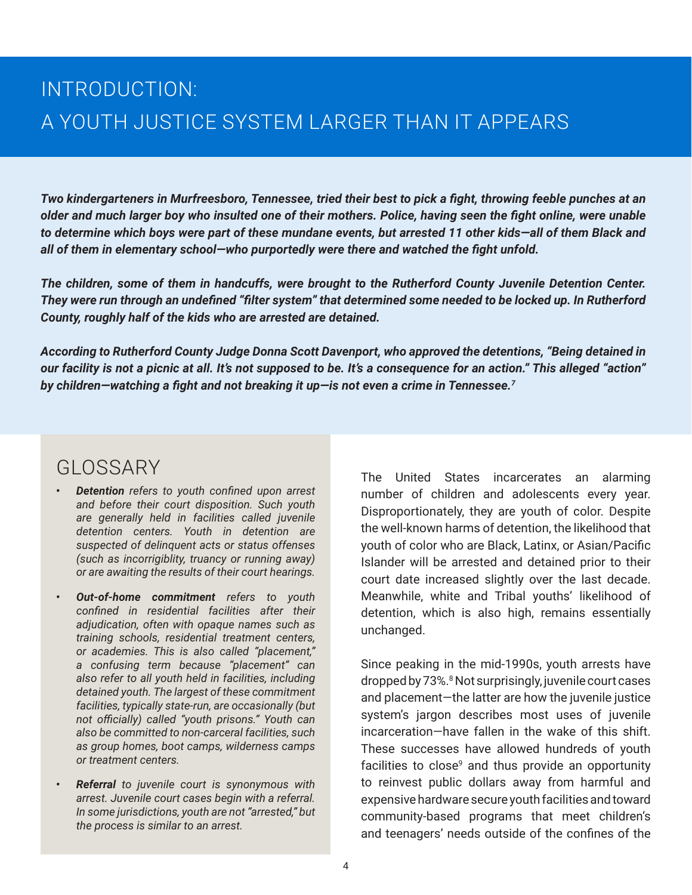# INTRODUCTION: A YOUTH JUSTICE SYSTEM LARGER THAN IT APPEARS

***Two kindergarteners in Murfreesboro, Tennessee, tried their best to pick a fight, throwing feeble punches at an older and much larger boy who insulted one of their mothers. Police, having seen the fight online, were unable to determine which boys were part of these mundane events, but arrested 11 other kids—all of them Black and all of them in elementary school—who purportedly were there and watched the fight unfold.***

***The children, some of them in handcuffs, were brought to the Rutherford County Juvenile Detention Center. They were run through an undefined "filter system" that determined some needed to be locked up. In Rutherford County, roughly half of the kids who are arrested are detained.***

***According to Rutherford County Judge Donna Scott Davenport, who approved the detentions, "Being detained in our facility is not a picnic at all. It's not supposed to be. It's a consequence for an action." This alleged "action" by children—watching a fight and not breaking it up—is not even a crime in Tennessee.[7]***

## GLOSSARY

- ***Detention*** *refers to youth confined upon arrest and before their court disposition. Such youth are generally held in facilities called juvenile detention centers. Youth in detention are suspected of delinquent acts or status offenses (such as incorrigiblity, truancy or running away) or are awaiting the results of their court hearings.*
- ***Out-of-home commitment*** *refers to youth confined in residential facilities after their adjudication, often with opaque names such as training schools, residential treatment centers, or academies. This is also called "placement," a confusing term because "placement" can also refer to all youth held in facilities, including detained youth. The largest of these commitment facilities, typically state-run, are occasionally (but not officially) called "youth prisons." Youth can also be committed to non-carceral facilities, such as group homes, boot camps, wilderness camps or treatment centers.*
- ***Referral*** *to juvenile court is synonymous with arrest. Juvenile court cases begin with a referral. In some jurisdictions, youth are not "arrested," but the process is similar to an arrest.*

The United States incarcerates an alarming number of children and adolescents every year. Disproportionately, they are youth of color. Despite the well-known harms of detention, the likelihood that youth of color who are Black, Latinx, or Asian/Pacific Islander will be arrested and detained prior to their court date increased slightly over the last decade. Meanwhile, white and Tribal youths' likelihood of detention, which is also high, remains essentially unchanged.

Since peaking in the mid-1990s, youth arrests have dropped by 73%.[8] Not surprisingly, juvenile court cases and placement—the latter are how the juvenile justice system's jargon describes most uses of juvenile incarceration—have fallen in the wake of this shift. These successes have allowed hundreds of youth facilities to close[9] and thus provide an opportunity to reinvest public dollars away from harmful and expensive hardware secure youth facilities and toward community-based programs that meet children's and teenagers' needs outside of the confines of the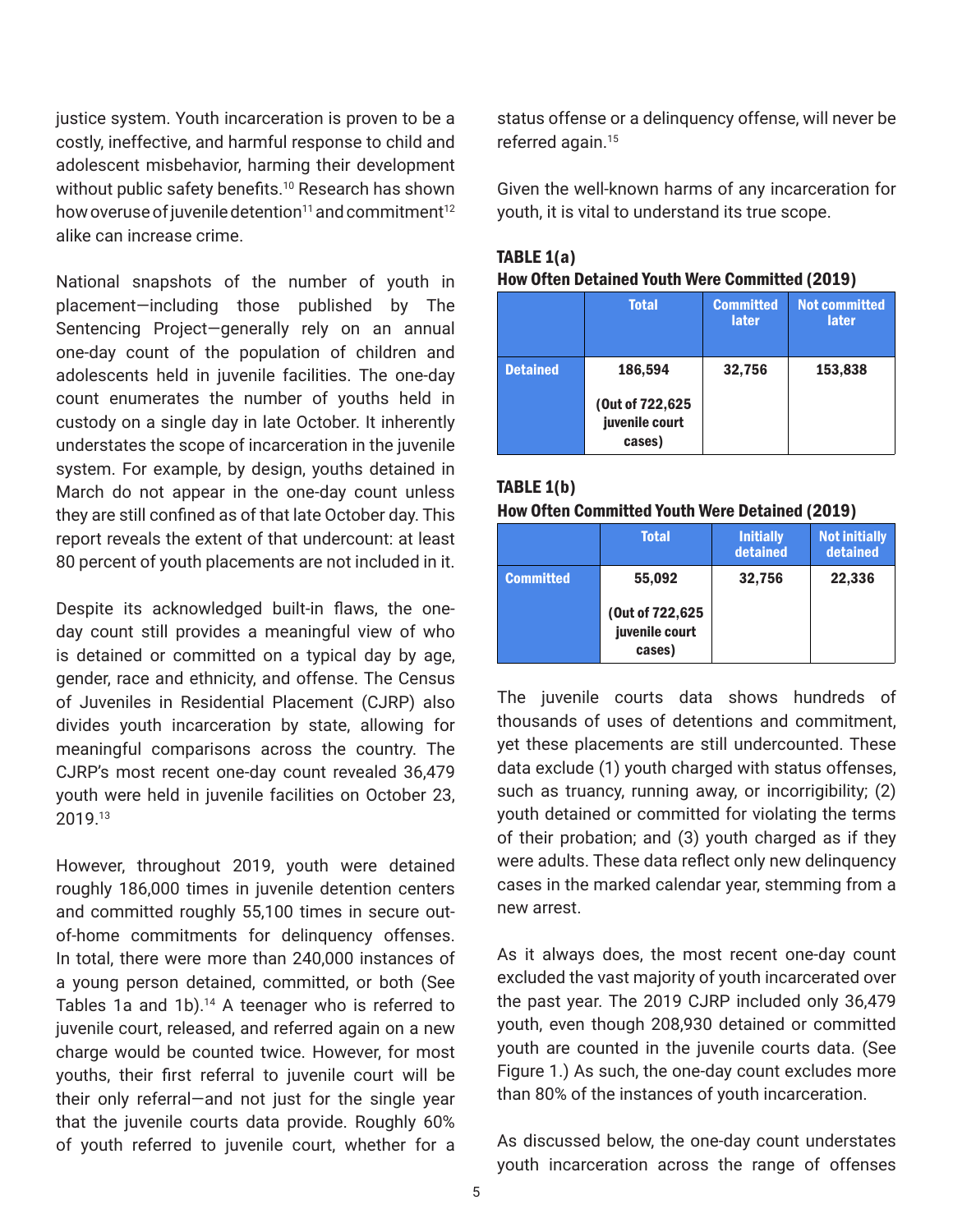justice system. Youth incarceration is proven to be a costly, ineffective, and harmful response to child and adolescent misbehavior, harming their development without public safety benefits.[10] Research has shown how overuse of juvenile detention[11] and commitment[12] alike can increase crime.

National snapshots of the number of youth in placement—including those published by The Sentencing Project—generally rely on an annual one-day count of the population of children and adolescents held in juvenile facilities. The one-day count enumerates the number of youths held in custody on a single day in late October. It inherently understates the scope of incarceration in the juvenile system. For example, by design, youths detained in March do not appear in the one-day count unless they are still confined as of that late October day. This report reveals the extent of that undercount: at least 80 percent of youth placements are not included in it.

Despite its acknowledged built-in flaws, the one-day count still provides a meaningful view of who is detained or committed on a typical day by age, gender, race and ethnicity, and offense. The Census of Juveniles in Residential Placement (CJRP) also divides youth incarceration by state, allowing for meaningful comparisons across the country. The CJRP's most recent one-day count revealed 36,479 youth were held in juvenile facilities on October 23, 2019.[13]

However, throughout 2019, youth were detained roughly 186,000 times in juvenile detention centers and committed roughly 55,100 times in secure out-of-home commitments for delinquency offenses. In total, there were more than 240,000 instances of a young person detained, committed, or both (See Tables 1a and 1b).[14] A teenager who is referred to juvenile court, released, and referred again on a new charge would be counted twice. However, for most youths, their first referral to juvenile court will be their only referral—and not just for the single year that the juvenile courts data provide. Roughly 60% of youth referred to juvenile court, whether for a status offense or a delinquency offense, will never be referred again.[15]

Given the well-known harms of any incarceration for youth, it is vital to understand its true scope.

**TABLE 1(a)**
**How Often Detained Youth Were Committed (2019)**

| | Total | Committed later | Not committed later |
|---|---|---|---|
| **Detained** | 186,594 (Out of 722,625 juvenile court cases) | 32,756 | 153,838 |

**TABLE 1(b)**
**How Often Committed Youth Were Detained (2019)**

| | Total | Initially detained | Not initially detained |
|---|---|---|---|
| **Committed** | 55,092 (Out of 722,625 juvenile court cases) | 32,756 | 22,336 |

The juvenile courts data shows hundreds of thousands of uses of detentions and commitment, yet these placements are still undercounted. These data exclude (1) youth charged with status offenses, such as truancy, running away, or incorrigibility; (2) youth detained or committed for violating the terms of their probation; and (3) youth charged as if they were adults. These data reflect only new delinquency cases in the marked calendar year, stemming from a new arrest.

As it always does, the most recent one-day count excluded the vast majority of youth incarcerated over the past year. The 2019 CJRP included only 36,479 youth, even though 208,930 detained or committed youth are counted in the juvenile courts data. (See Figure 1.) As such, the one-day count excludes more than 80% of the instances of youth incarceration.

As discussed below, the one-day count understates youth incarceration across the range of offenses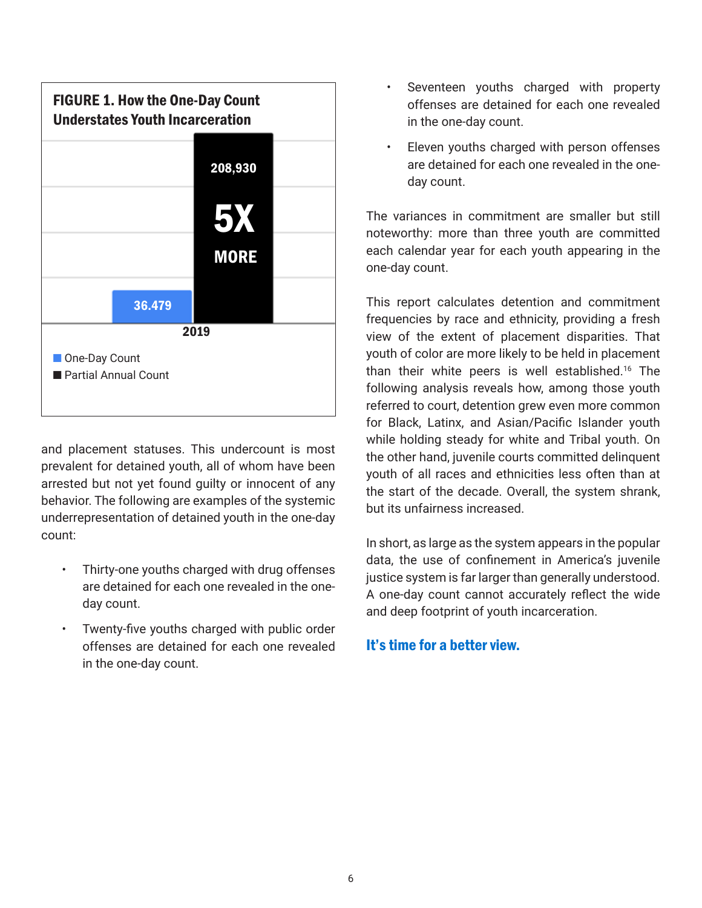**FIGURE 1. How the One-Day Count Understates Youth Incarceration**

| | One-Day Count | Partial Annual Count |
|---|---|---|
| 2019 | 36.479 | 208,930 |

5X MORE

and placement statuses. This undercount is most prevalent for detained youth, all of whom have been arrested but not yet found guilty or innocent of any behavior. The following are examples of the systemic underrepresentation of detained youth in the one-day count:

- Thirty-one youths charged with drug offenses are detained for each one revealed in the one-day count.
- Twenty-five youths charged with public order offenses are detained for each one revealed in the one-day count.
- Seventeen youths charged with property offenses are detained for each one revealed in the one-day count.
- Eleven youths charged with person offenses are detained for each one revealed in the one-day count.

The variances in commitment are smaller but still noteworthy: more than three youth are committed each calendar year for each youth appearing in the one-day count.

This report calculates detention and commitment frequencies by race and ethnicity, providing a fresh view of the extent of placement disparities. That youth of color are more likely to be held in placement than their white peers is well established.[16] The following analysis reveals how, among those youth referred to court, detention grew even more common for Black, Latinx, and Asian/Pacific Islander youth while holding steady for white and Tribal youth. On the other hand, juvenile courts committed delinquent youth of all races and ethnicities less often than at the start of the decade. Overall, the system shrank, but its unfairness increased.

In short, as large as the system appears in the popular data, the use of confinement in America's juvenile justice system is far larger than generally understood. A one-day count cannot accurately reflect the wide and deep footprint of youth incarceration.

**It's time for a better view.**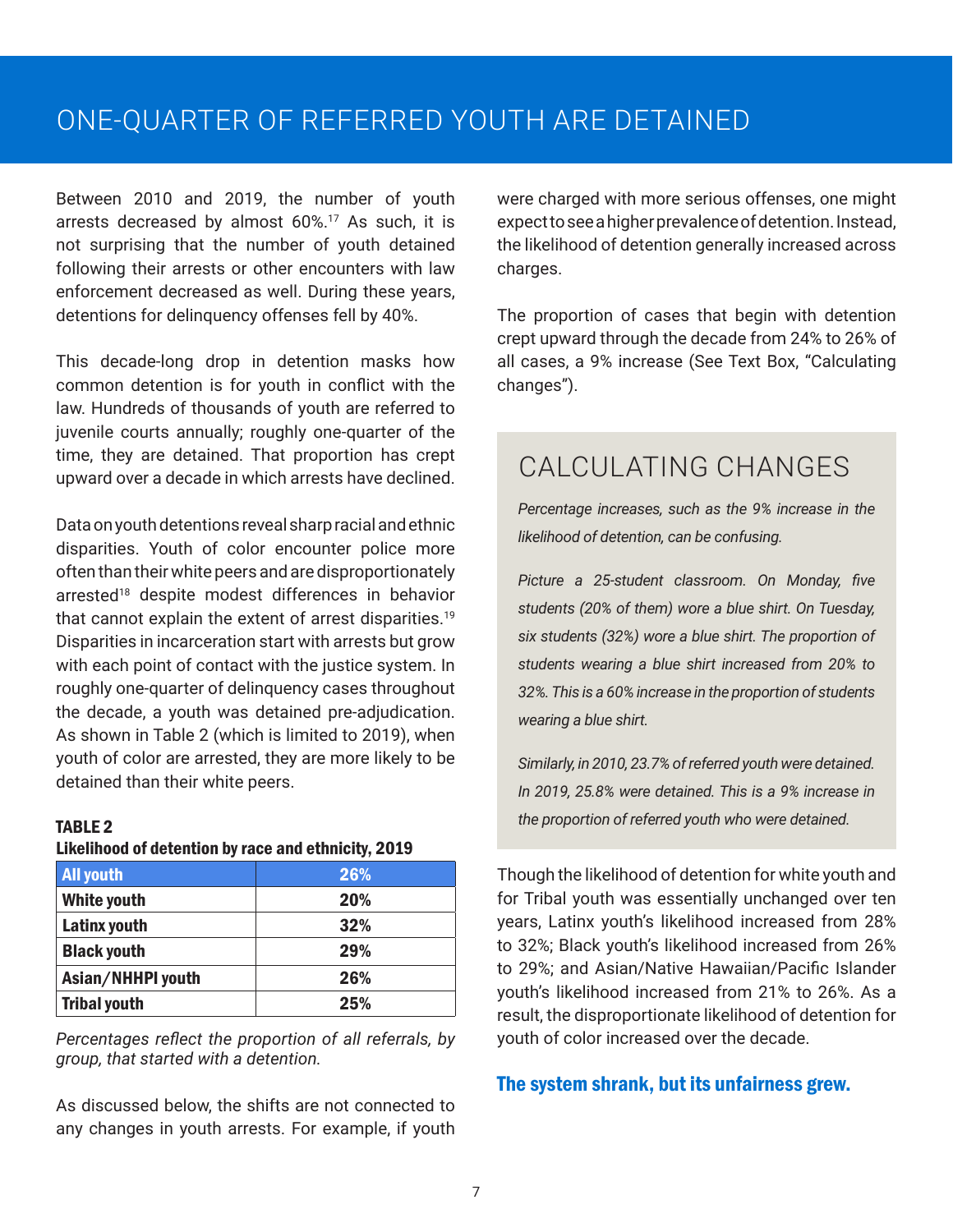# ONE-QUARTER OF REFERRED YOUTH ARE DETAINED

Between 2010 and 2019, the number of youth arrests decreased by almost 60%.[17] As such, it is not surprising that the number of youth detained following their arrests or other encounters with law enforcement decreased as well. During these years, detentions for delinquency offenses fell by 40%.

This decade-long drop in detention masks how common detention is for youth in conflict with the law. Hundreds of thousands of youth are referred to juvenile courts annually; roughly one-quarter of the time, they are detained. That proportion has crept upward over a decade in which arrests have declined.

Data on youth detentions reveal sharp racial and ethnic disparities. Youth of color encounter police more often than their white peers and are disproportionately arrested[18] despite modest differences in behavior that cannot explain the extent of arrest disparities.[19] Disparities in incarceration start with arrests but grow with each point of contact with the justice system. In roughly one-quarter of delinquency cases throughout the decade, a youth was detained pre-adjudication. As shown in Table 2 (which is limited to 2019), when youth of color are arrested, they are more likely to be detained than their white peers.

**TABLE 2**
**Likelihood of detention by race and ethnicity, 2019**

| All youth | 26% |
|---|---|
| White youth | 20% |
| Latinx youth | 32% |
| Black youth | 29% |
| Asian/NHHPI youth | 26% |
| Tribal youth | 25% |

*Percentages reflect the proportion of all referrals, by group, that started with a detention.*

As discussed below, the shifts are not connected to any changes in youth arrests. For example, if youth were charged with more serious offenses, one might expect to see a higher prevalence of detention. Instead, the likelihood of detention generally increased across charges.

The proportion of cases that begin with detention crept upward through the decade from 24% to 26% of all cases, a 9% increase (See Text Box, "Calculating changes").

## CALCULATING CHANGES

*Percentage increases, such as the 9% increase in the likelihood of detention, can be confusing.*

*Picture a 25-student classroom. On Monday, five students (20% of them) wore a blue shirt. On Tuesday, six students (32%) wore a blue shirt. The proportion of students wearing a blue shirt increased from 20% to 32%. This is a 60% increase in the proportion of students wearing a blue shirt.*

*Similarly, in 2010, 23.7% of referred youth were detained. In 2019, 25.8% were detained. This is a 9% increase in the proportion of referred youth who were detained.*

Though the likelihood of detention for white youth and for Tribal youth was essentially unchanged over ten years, Latinx youth's likelihood increased from 28% to 32%; Black youth's likelihood increased from 26% to 29%; and Asian/Native Hawaiian/Pacific Islander youth's likelihood increased from 21% to 26%. As a result, the disproportionate likelihood of detention for youth of color increased over the decade.

**The system shrank, but its unfairness grew.**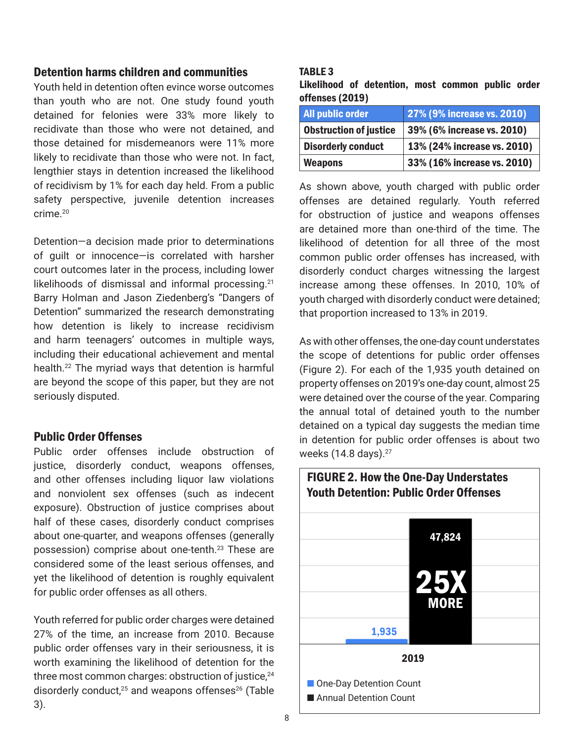## Detention harms children and communities

Youth held in detention often evince worse outcomes than youth who are not. One study found youth detained for felonies were 33% more likely to recidivate than those who were not detained, and those detained for misdemeanors were 11% more likely to recidivate than those who were not. In fact, lengthier stays in detention increased the likelihood of recidivism by 1% for each day held. From a public safety perspective, juvenile detention increases crime.[20]

Detention—a decision made prior to determinations of guilt or innocence—is correlated with harsher court outcomes later in the process, including lower likelihoods of dismissal and informal processing.[21] Barry Holman and Jason Ziedenberg's "Dangers of Detention" summarized the research demonstrating how detention is likely to increase recidivism and harm teenagers' outcomes in multiple ways, including their educational achievement and mental health.[22] The myriad ways that detention is harmful are beyond the scope of this paper, but they are not seriously disputed.

## Public Order Offenses

Public order offenses include obstruction of justice, disorderly conduct, weapons offenses, and other offenses including liquor law violations and nonviolent sex offenses (such as indecent exposure). Obstruction of justice comprises about half of these cases, disorderly conduct comprises about one-quarter, and weapons offenses (generally possession) comprise about one-tenth.[23] These are considered some of the least serious offenses, and yet the likelihood of detention is roughly equivalent for public order offenses as all others.

Youth referred for public order charges were detained 27% of the time, an increase from 2010. Because public order offenses vary in their seriousness, it is worth examining the likelihood of detention for the three most common charges: obstruction of justice,[24] disorderly conduct,[25] and weapons offenses[26] (Table 3).

**TABLE 3**
**Likelihood of detention, most common public order offenses (2019)**

| All public order | 27% (9% increase vs. 2010) |
|---|---|
| Obstruction of justice | 39% (6% increase vs. 2010) |
| Disorderly conduct | 13% (24% increase vs. 2010) |
| Weapons | 33% (16% increase vs. 2010) |

As shown above, youth charged with public order offenses are detained regularly. Youth referred for obstruction of justice and weapons offenses are detained more than one-third of the time. The likelihood of detention for all three of the most common public order offenses has increased, with disorderly conduct charges witnessing the largest increase among these offenses. In 2010, 10% of youth charged with disorderly conduct were detained; that proportion increased to 13% in 2019.

As with other offenses, the one-day count understates the scope of detentions for public order offenses (Figure 2). For each of the 1,935 youth detained on property offenses on 2019's one-day count, almost 25 were detained over the course of the year. Comparing the annual total of detained youth to the number detained on a typical day suggests the median time in detention for public order offenses is about two weeks (14.8 days).[27]

**FIGURE 2. How the One-Day Understates Youth Detention: Public Order Offenses**

| 2019 | Count |
|---|---|
| One-Day Detention Count | 1,935 |
| Annual Detention Count | 47,824 |

25X MORE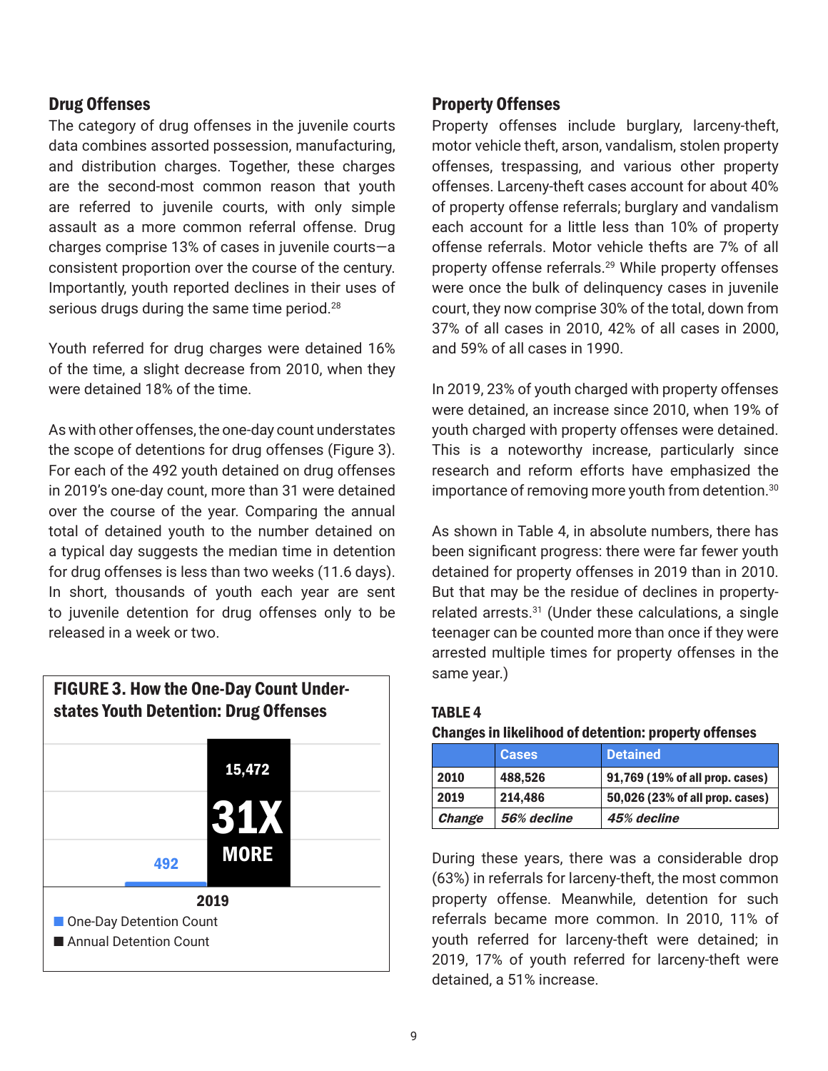### Drug Offenses

The category of drug offenses in the juvenile courts data combines assorted possession, manufacturing, and distribution charges. Together, these charges are the second-most common reason that youth are referred to juvenile courts, with only simple assault as a more common referral offense. Drug charges comprise 13% of cases in juvenile courts—a consistent proportion over the course of the century. Importantly, youth reported declines in their uses of serious drugs during the same time period.[28]

Youth referred for drug charges were detained 16% of the time, a slight decrease from 2010, when they were detained 18% of the time.

As with other offenses, the one-day count understates the scope of detentions for drug offenses (Figure 3). For each of the 492 youth detained on drug offenses in 2019's one-day count, more than 31 were detained over the course of the year. Comparing the annual total of detained youth to the number detained on a typical day suggests the median time in detention for drug offenses is less than two weeks (11.6 days). In short, thousands of youth each year are sent to juvenile detention for drug offenses only to be released in a week or two.

**FIGURE 3. How the One-Day Count Understates Youth Detention: Drug Offenses**

| 2019 | |
|---|---|
| One-Day Detention Count | 492 |
| Annual Detention Count | 15,472 |

31X MORE

### Property Offenses

Property offenses include burglary, larceny-theft, motor vehicle theft, arson, vandalism, stolen property offenses, trespassing, and various other property offenses. Larceny-theft cases account for about 40% of property offense referrals; burglary and vandalism each account for a little less than 10% of property offense referrals. Motor vehicle thefts are 7% of all property offense referrals.[29] While property offenses were once the bulk of delinquency cases in juvenile court, they now comprise 30% of the total, down from 37% of all cases in 2010, 42% of all cases in 2000, and 59% of all cases in 1990.

In 2019, 23% of youth charged with property offenses were detained, an increase since 2010, when 19% of youth charged with property offenses were detained. This is a noteworthy increase, particularly since research and reform efforts have emphasized the importance of removing more youth from detention.[30]

As shown in Table 4, in absolute numbers, there has been significant progress: there were far fewer youth detained for property offenses in 2019 than in 2010. But that may be the residue of declines in property-related arrests.[31] (Under these calculations, a single teenager can be counted more than once if they were arrested multiple times for property offenses in the same year.)

**TABLE 4**

**Changes in likelihood of detention: property offenses**

| | Cases | Detained |
|---|---|---|
| **2010** | **488,526** | **91,769 (19% of all prop. cases)** |
| **2019** | **214,486** | **50,026 (23% of all prop. cases)** |
| ***Change*** | ***56% decline*** | ***45% decline*** |

During these years, there was a considerable drop (63%) in referrals for larceny-theft, the most common property offense. Meanwhile, detention for such referrals became more common. In 2010, 11% of youth referred for larceny-theft were detained; in 2019, 17% of youth referred for larceny-theft were detained, a 51% increase.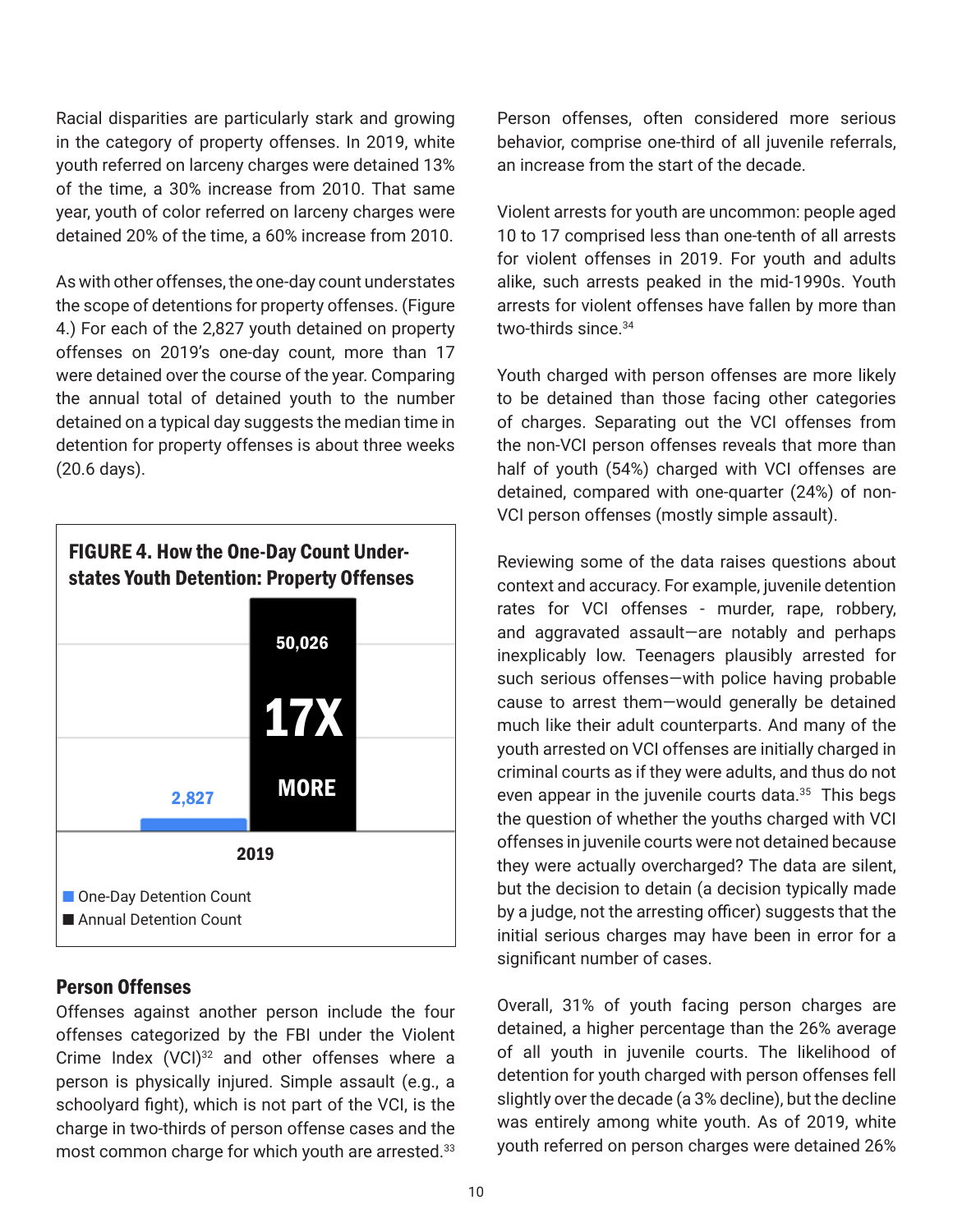Racial disparities are particularly stark and growing in the category of property offenses. In 2019, white youth referred on larceny charges were detained 13% of the time, a 30% increase from 2010. That same year, youth of color referred on larceny charges were detained 20% of the time, a 60% increase from 2010.

As with other offenses, the one-day count understates the scope of detentions for property offenses. (Figure 4.) For each of the 2,827 youth detained on property offenses on 2019's one-day count, more than 17 were detained over the course of the year. Comparing the annual total of detained youth to the number detained on a typical day suggests the median time in detention for property offenses is about three weeks (20.6 days).

**FIGURE 4. How the One-Day Count Understates Youth Detention: Property Offenses**

| 2019 | Count |
|---|---|
| One-Day Detention Count | 2,827 |
| Annual Detention Count | 50,026 (17X MORE) |

## Person Offenses

Offenses against another person include the four offenses categorized by the FBI under the Violent Crime Index (VCI)[32] and other offenses where a person is physically injured. Simple assault (e.g., a schoolyard fight), which is not part of the VCI, is the charge in two-thirds of person offense cases and the most common charge for which youth are arrested.[33]

Person offenses, often considered more serious behavior, comprise one-third of all juvenile referrals, an increase from the start of the decade.

Violent arrests for youth are uncommon: people aged 10 to 17 comprised less than one-tenth of all arrests for violent offenses in 2019. For youth and adults alike, such arrests peaked in the mid-1990s. Youth arrests for violent offenses have fallen by more than two-thirds since.[34]

Youth charged with person offenses are more likely to be detained than those facing other categories of charges. Separating out the VCI offenses from the non-VCI person offenses reveals that more than half of youth (54%) charged with VCI offenses are detained, compared with one-quarter (24%) of non-VCI person offenses (mostly simple assault).

Reviewing some of the data raises questions about context and accuracy. For example, juvenile detention rates for VCI offenses - murder, rape, robbery, and aggravated assault—are notably and perhaps inexplicably low. Teenagers plausibly arrested for such serious offenses—with police having probable cause to arrest them—would generally be detained much like their adult counterparts. And many of the youth arrested on VCI offenses are initially charged in criminal courts as if they were adults, and thus do not even appear in the juvenile courts data.[35] This begs the question of whether the youths charged with VCI offenses in juvenile courts were not detained because they were actually overcharged? The data are silent, but the decision to detain (a decision typically made by a judge, not the arresting officer) suggests that the initial serious charges may have been in error for a significant number of cases.

Overall, 31% of youth facing person charges are detained, a higher percentage than the 26% average of all youth in juvenile courts. The likelihood of detention for youth charged with person offenses fell slightly over the decade (a 3% decline), but the decline was entirely among white youth. As of 2019, white youth referred on person charges were detained 26%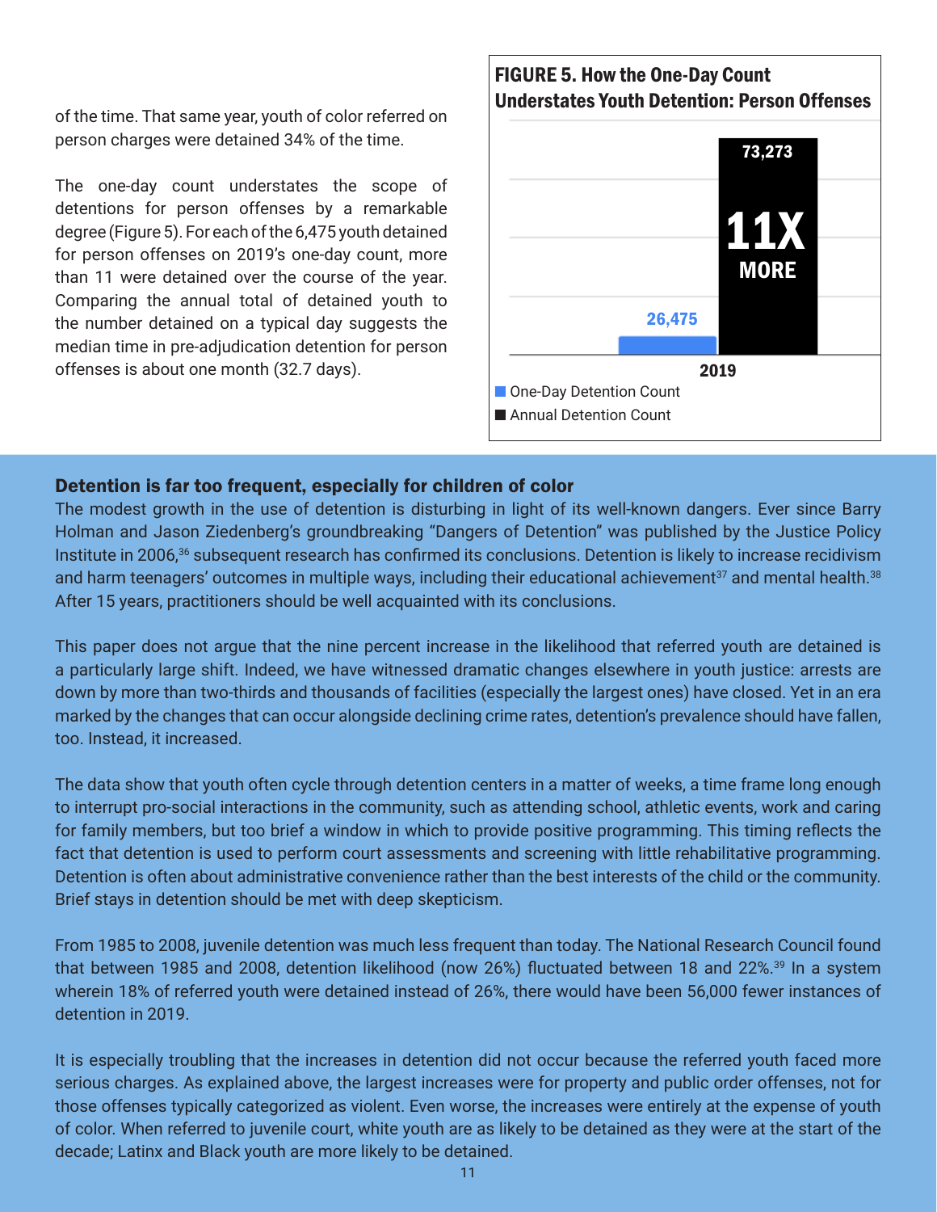of the time. That same year, youth of color referred on person charges were detained 34% of the time.

The one-day count understates the scope of detentions for person offenses by a remarkable degree (Figure 5). For each of the 6,475 youth detained for person offenses on 2019's one-day count, more than 11 were detained over the course of the year. Comparing the annual total of detained youth to the number detained on a typical day suggests the median time in pre-adjudication detention for person offenses is about one month (32.7 days).

**FIGURE 5. How the One-Day Count Understates Youth Detention: Person Offenses**

| 2019 | |
|---|---|
| One-Day Detention Count | 26,475 |
| Annual Detention Count | 73,273 |

11X MORE

## Detention is far too frequent, especially for children of color

The modest growth in the use of detention is disturbing in light of its well-known dangers. Ever since Barry Holman and Jason Ziedenberg's groundbreaking "Dangers of Detention" was published by the Justice Policy Institute in 2006,[36] subsequent research has confirmed its conclusions. Detention is likely to increase recidivism and harm teenagers' outcomes in multiple ways, including their educational achievement[37] and mental health.[38] After 15 years, practitioners should be well acquainted with its conclusions.

This paper does not argue that the nine percent increase in the likelihood that referred youth are detained is a particularly large shift. Indeed, we have witnessed dramatic changes elsewhere in youth justice: arrests are down by more than two-thirds and thousands of facilities (especially the largest ones) have closed. Yet in an era marked by the changes that can occur alongside declining crime rates, detention's prevalence should have fallen, too. Instead, it increased.

The data show that youth often cycle through detention centers in a matter of weeks, a time frame long enough to interrupt pro-social interactions in the community, such as attending school, athletic events, work and caring for family members, but too brief a window in which to provide positive programming. This timing reflects the fact that detention is used to perform court assessments and screening with little rehabilitative programming. Detention is often about administrative convenience rather than the best interests of the child or the community. Brief stays in detention should be met with deep skepticism.

From 1985 to 2008, juvenile detention was much less frequent than today. The National Research Council found that between 1985 and 2008, detention likelihood (now 26%) fluctuated between 18 and 22%.[39] In a system wherein 18% of referred youth were detained instead of 26%, there would have been 56,000 fewer instances of detention in 2019.

It is especially troubling that the increases in detention did not occur because the referred youth faced more serious charges. As explained above, the largest increases were for property and public order offenses, not for those offenses typically categorized as violent. Even worse, the increases were entirely at the expense of youth of color. When referred to juvenile court, white youth are as likely to be detained as they were at the start of the decade; Latinx and Black youth are more likely to be detained.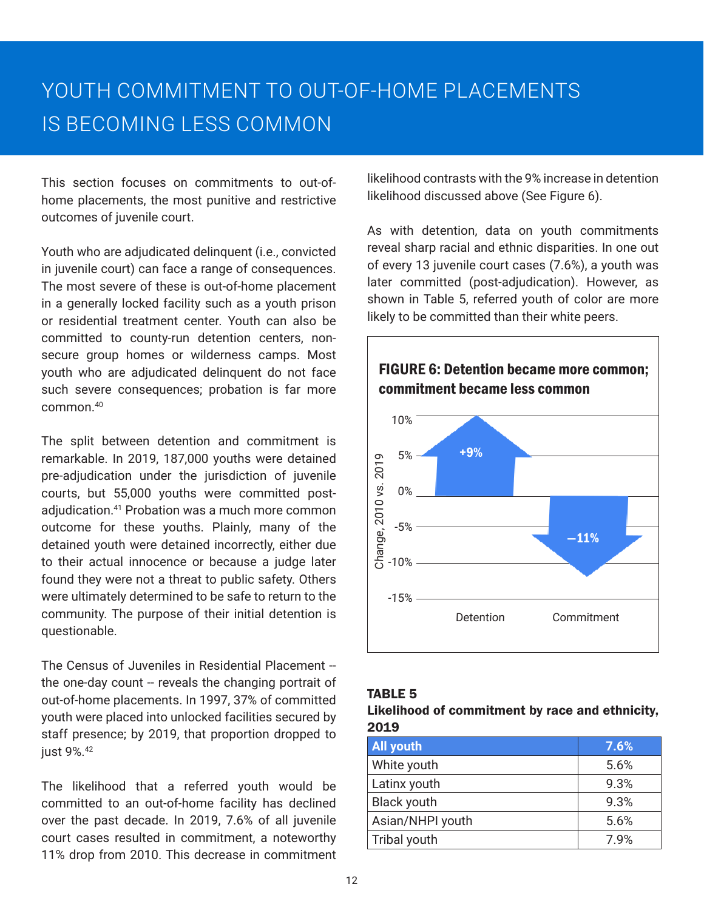# YOUTH COMMITMENT TO OUT-OF-HOME PLACEMENTS IS BECOMING LESS COMMON

This section focuses on commitments to out-of-home placements, the most punitive and restrictive outcomes of juvenile court.

Youth who are adjudicated delinquent (i.e., convicted in juvenile court) can face a range of consequences. The most severe of these is out-of-home placement in a generally locked facility such as a youth prison or residential treatment center. Youth can also be committed to county-run detention centers, non-secure group homes or wilderness camps. Most youth who are adjudicated delinquent do not face such severe consequences; probation is far more common.[40]

The split between detention and commitment is remarkable. In 2019, 187,000 youths were detained pre-adjudication under the jurisdiction of juvenile courts, but 55,000 youths were committed post-adjudication.[41] Probation was a much more common outcome for these youths. Plainly, many of the detained youth were detained incorrectly, either due to their actual innocence or because a judge later found they were not a threat to public safety. Others were ultimately determined to be safe to return to the community. The purpose of their initial detention is questionable.

The Census of Juveniles in Residential Placement -- the one-day count -- reveals the changing portrait of out-of-home placements. In 1997, 37% of committed youth were placed into unlocked facilities secured by staff presence; by 2019, that proportion dropped to just 9%.[42]

The likelihood that a referred youth would be committed to an out-of-home facility has declined over the past decade. In 2019, 7.6% of all juvenile court cases resulted in commitment, a noteworthy 11% drop from 2010. This decrease in commitment likelihood contrasts with the 9% increase in detention likelihood discussed above (See Figure 6).

As with detention, data on youth commitments reveal sharp racial and ethnic disparities. In one out of every 13 juvenile court cases (7.6%), a youth was later committed (post-adjudication). However, as shown in Table 5, referred youth of color are more likely to be committed than their white peers.

**FIGURE 6: Detention became more common; commitment became less common**

| | Change, 2010 vs. 2019 |
|---|---|
| Detention | +9% |
| Commitment | −11% |

**TABLE 5**
**Likelihood of commitment by race and ethnicity, 2019**

| All youth | 7.6% |
|---|---|
| White youth | 5.6% |
| Latinx youth | 9.3% |
| Black youth | 9.3% |
| Asian/NHPI youth | 5.6% |
| Tribal youth | 7.9% |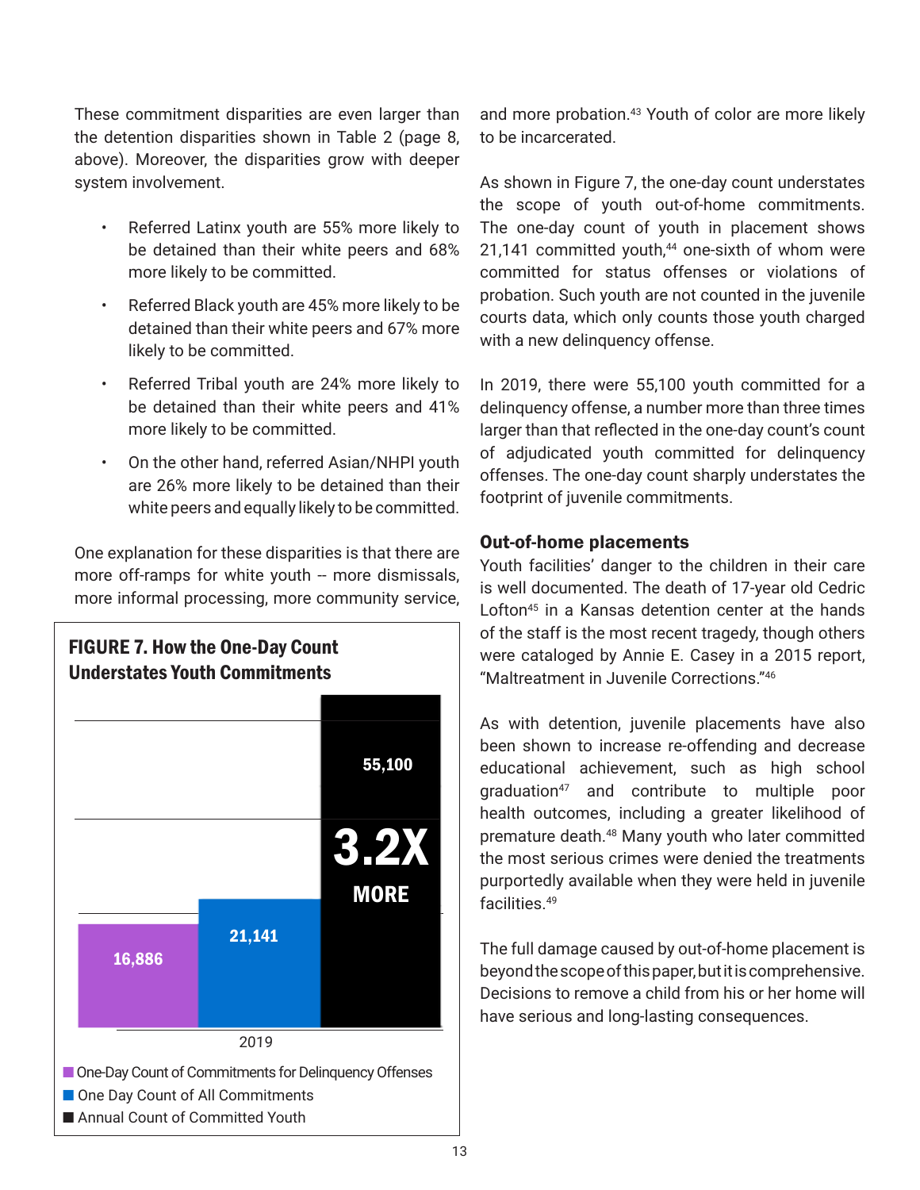These commitment disparities are even larger than the detention disparities shown in Table 2 (page 8, above). Moreover, the disparities grow with deeper system involvement.

- Referred Latinx youth are 55% more likely to be detained than their white peers and 68% more likely to be committed.
- Referred Black youth are 45% more likely to be detained than their white peers and 67% more likely to be committed.
- Referred Tribal youth are 24% more likely to be detained than their white peers and 41% more likely to be committed.
- On the other hand, referred Asian/NHPI youth are 26% more likely to be detained than their white peers and equally likely to be committed.

One explanation for these disparities is that there are more off-ramps for white youth -- more dismissals, more informal processing, more community service, and more probation.[43] Youth of color are more likely to be incarcerated.

**FIGURE 7. How the One-Day Count Understates Youth Commitments**

| 2019 | Count |
|---|---|
| One-Day Count of Commitments for Delinquency Offenses | 16,886 |
| One Day Count of All Commitments | 21,141 |
| Annual Count of Committed Youth | 55,100 |

3.2X MORE

As shown in Figure 7, the one-day count understates the scope of youth out-of-home commitments. The one-day count of youth in placement shows 21,141 committed youth,[44] one-sixth of whom were committed for status offenses or violations of probation. Such youth are not counted in the juvenile courts data, which only counts those youth charged with a new delinquency offense.

In 2019, there were 55,100 youth committed for a delinquency offense, a number more than three times larger than that reflected in the one-day count's count of adjudicated youth committed for delinquency offenses. The one-day count sharply understates the footprint of juvenile commitments.

## Out-of-home placements

Youth facilities' danger to the children in their care is well documented. The death of 17-year old Cedric Lofton[45] in a Kansas detention center at the hands of the staff is the most recent tragedy, though others were cataloged by Annie E. Casey in a 2015 report, "Maltreatment in Juvenile Corrections."[46]

As with detention, juvenile placements have also been shown to increase re-offending and decrease educational achievement, such as high school graduation[47] and contribute to multiple poor health outcomes, including a greater likelihood of premature death.[48] Many youth who later committed the most serious crimes were denied the treatments purportedly available when they were held in juvenile facilities.[49]

The full damage caused by out-of-home placement is beyond the scope of this paper, but it is comprehensive. Decisions to remove a child from his or her home will have serious and long-lasting consequences.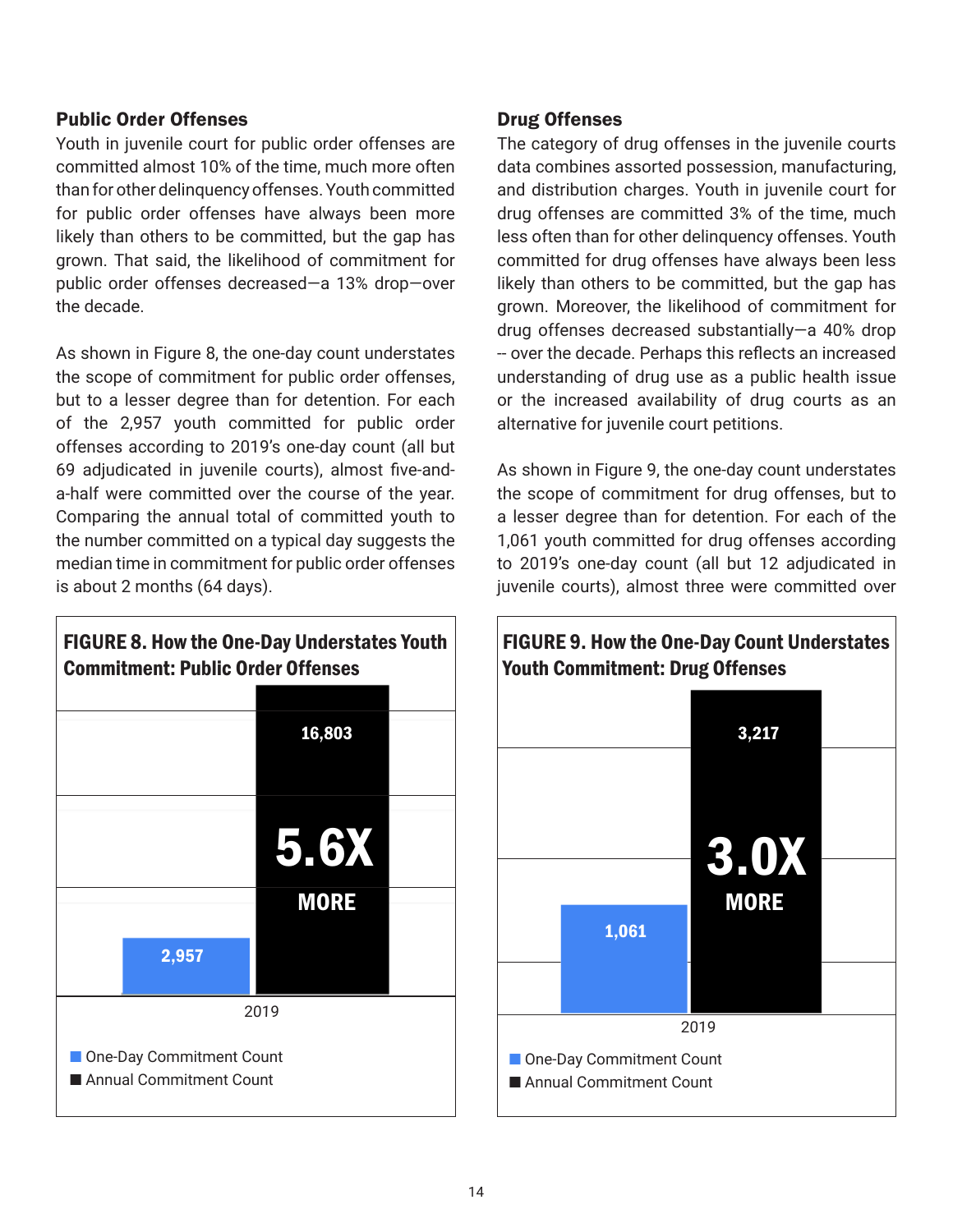### Public Order Offenses

Youth in juvenile court for public order offenses are committed almost 10% of the time, much more often than for other delinquency offenses. Youth committed for public order offenses have always been more likely than others to be committed, but the gap has grown. That said, the likelihood of commitment for public order offenses decreased—a 13% drop—over the decade.

As shown in Figure 8, the one-day count understates the scope of commitment for public order offenses, but to a lesser degree than for detention. For each of the 2,957 youth committed for public order offenses according to 2019's one-day count (all but 69 adjudicated in juvenile courts), almost five-and-a-half were committed over the course of the year. Comparing the annual total of committed youth to the number committed on a typical day suggests the median time in commitment for public order offenses is about 2 months (64 days).

**FIGURE 8. How the One-Day Understates Youth Commitment: Public Order Offenses**

| | One-Day Commitment Count | Annual Commitment Count |
|---|---|---|
| 2019 | 2,957 | 16,803 |

5.6X MORE

### Drug Offenses

The category of drug offenses in the juvenile courts data combines assorted possession, manufacturing, and distribution charges. Youth in juvenile court for drug offenses are committed 3% of the time, much less often than for other delinquency offenses. Youth committed for drug offenses have always been less likely than others to be committed, but the gap has grown. Moreover, the likelihood of commitment for drug offenses decreased substantially—a 40% drop -- over the decade. Perhaps this reflects an increased understanding of drug use as a public health issue or the increased availability of drug courts as an alternative for juvenile court petitions.

As shown in Figure 9, the one-day count understates the scope of commitment for drug offenses, but to a lesser degree than for detention. For each of the 1,061 youth committed for drug offenses according to 2019's one-day count (all but 12 adjudicated in juvenile courts), almost three were committed over

**FIGURE 9. How the One-Day Count Understates Youth Commitment: Drug Offenses**

| | One-Day Commitment Count | Annual Commitment Count |
|---|---|---|
| 2019 | 1,061 | 3,217 |

3.0X MORE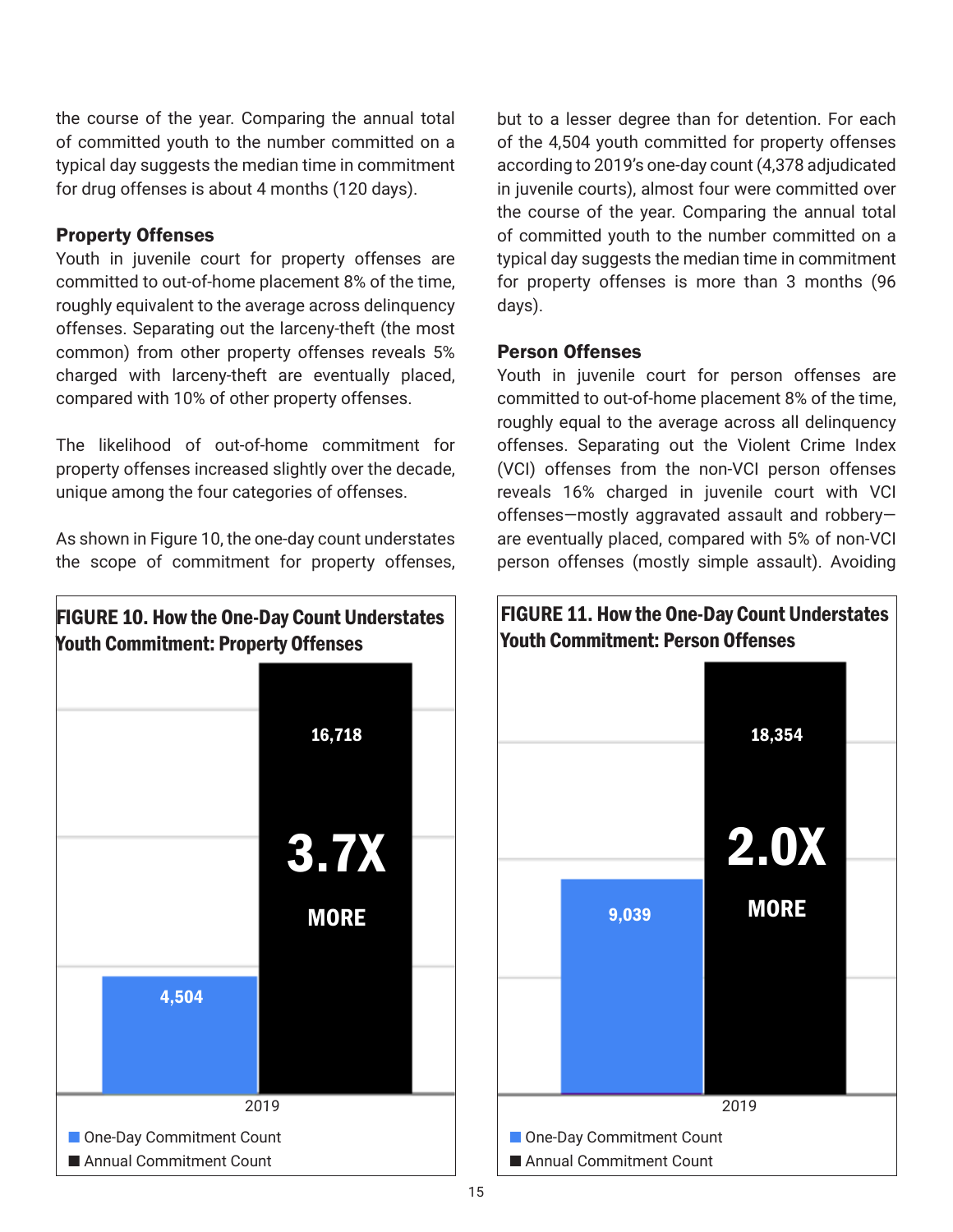the course of the year. Comparing the annual total of committed youth to the number committed on a typical day suggests the median time in commitment for drug offenses is about 4 months (120 days).

### Property Offenses

Youth in juvenile court for property offenses are committed to out-of-home placement 8% of the time, roughly equivalent to the average across delinquency offenses. Separating out the larceny-theft (the most common) from other property offenses reveals 5% charged with larceny-theft are eventually placed, compared with 10% of other property offenses.

The likelihood of out-of-home commitment for property offenses increased slightly over the decade, unique among the four categories of offenses.

As shown in Figure 10, the one-day count understates the scope of commitment for property offenses, but to a lesser degree than for detention. For each of the 4,504 youth committed for property offenses according to 2019's one-day count (4,378 adjudicated in juvenile courts), almost four were committed over the course of the year. Comparing the annual total of committed youth to the number committed on a typical day suggests the median time in commitment for property offenses is more than 3 months (96 days).

**FIGURE 10. How the One-Day Count Understates Youth Commitment: Property Offenses**

| 2019 | Count |
| --- | --- |
| One-Day Commitment Count | 4,504 |
| Annual Commitment Count | 16,718 |

3.7X MORE

### Person Offenses

Youth in juvenile court for person offenses are committed to out-of-home placement 8% of the time, roughly equal to the average across all delinquency offenses. Separating out the Violent Crime Index (VCI) offenses from the non-VCI person offenses reveals 16% charged in juvenile court with VCI offenses—mostly aggravated assault and robbery—are eventually placed, compared with 5% of non-VCI person offenses (mostly simple assault). Avoiding

**FIGURE 11. How the One-Day Count Understates Youth Commitment: Person Offenses**

| 2019 | Count |
| --- | --- |
| One-Day Commitment Count | 9,039 |
| Annual Commitment Count | 18,354 |

2.0X MORE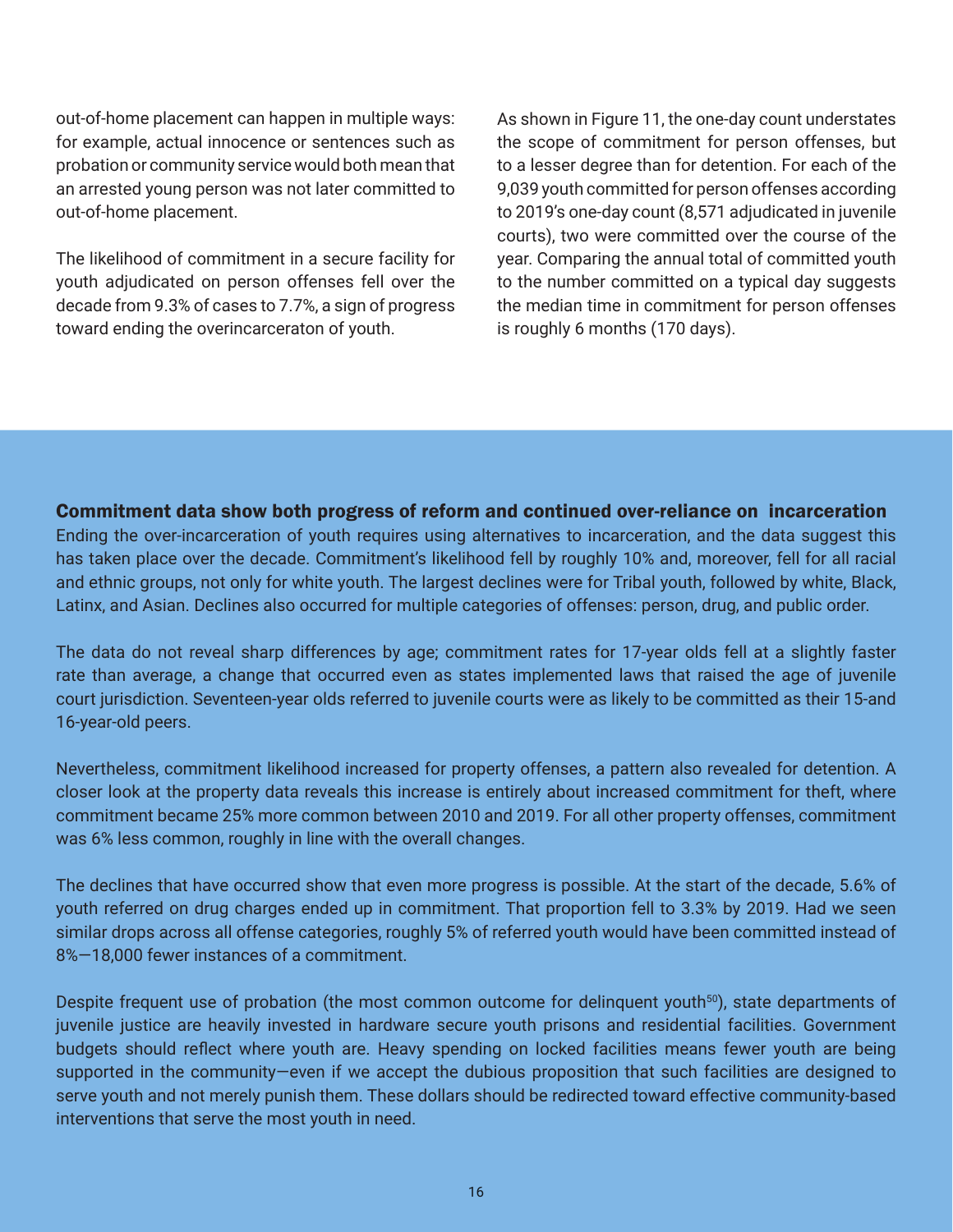out-of-home placement can happen in multiple ways: for example, actual innocence or sentences such as probation or community service would both mean that an arrested young person was not later committed to out-of-home placement.

The likelihood of commitment in a secure facility for youth adjudicated on person offenses fell over the decade from 9.3% of cases to 7.7%, a sign of progress toward ending the overincarceraton of youth.

As shown in Figure 11, the one-day count understates the scope of commitment for person offenses, but to a lesser degree than for detention. For each of the 9,039 youth committed for person offenses according to 2019's one-day count (8,571 adjudicated in juvenile courts), two were committed over the course of the year. Comparing the annual total of committed youth to the number committed on a typical day suggests the median time in commitment for person offenses is roughly 6 months (170 days).

## Commitment data show both progress of reform and continued over-reliance on incarceration

Ending the over-incarceration of youth requires using alternatives to incarceration, and the data suggest this has taken place over the decade. Commitment's likelihood fell by roughly 10% and, moreover, fell for all racial and ethnic groups, not only for white youth. The largest declines were for Tribal youth, followed by white, Black, Latinx, and Asian. Declines also occurred for multiple categories of offenses: person, drug, and public order.

The data do not reveal sharp differences by age; commitment rates for 17-year olds fell at a slightly faster rate than average, a change that occurred even as states implemented laws that raised the age of juvenile court jurisdiction. Seventeen-year olds referred to juvenile courts were as likely to be committed as their 15-and 16-year-old peers.

Nevertheless, commitment likelihood increased for property offenses, a pattern also revealed for detention. A closer look at the property data reveals this increase is entirely about increased commitment for theft, where commitment became 25% more common between 2010 and 2019. For all other property offenses, commitment was 6% less common, roughly in line with the overall changes.

The declines that have occurred show that even more progress is possible. At the start of the decade, 5.6% of youth referred on drug charges ended up in commitment. That proportion fell to 3.3% by 2019. Had we seen similar drops across all offense categories, roughly 5% of referred youth would have been committed instead of 8%—18,000 fewer instances of a commitment.

Despite frequent use of probation (the most common outcome for delinquent youth[50]), state departments of juvenile justice are heavily invested in hardware secure youth prisons and residential facilities. Government budgets should reflect where youth are. Heavy spending on locked facilities means fewer youth are being supported in the community—even if we accept the dubious proposition that such facilities are designed to serve youth and not merely punish them. These dollars should be redirected toward effective community-based interventions that serve the most youth in need.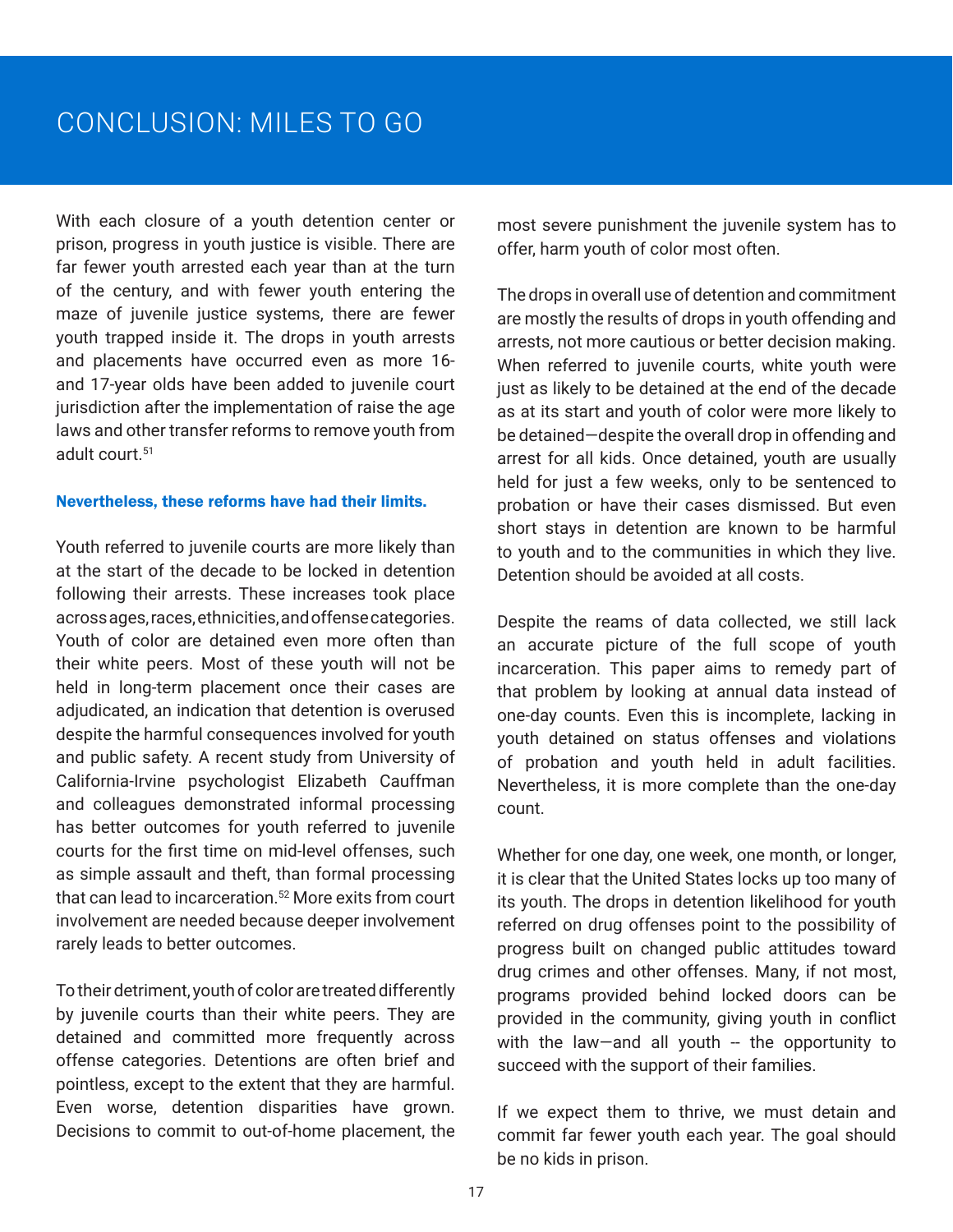# CONCLUSION: MILES TO GO

With each closure of a youth detention center or prison, progress in youth justice is visible. There are far fewer youth arrested each year than at the turn of the century, and with fewer youth entering the maze of juvenile justice systems, there are fewer youth trapped inside it. The drops in youth arrests and placements have occurred even as more 16- and 17-year olds have been added to juvenile court jurisdiction after the implementation of raise the age laws and other transfer reforms to remove youth from adult court.[51]

**Nevertheless, these reforms have had their limits.**

Youth referred to juvenile courts are more likely than at the start of the decade to be locked in detention following their arrests. These increases took place across ages, races, ethnicities, and offense categories. Youth of color are detained even more often than their white peers. Most of these youth will not be held in long-term placement once their cases are adjudicated, an indication that detention is overused despite the harmful consequences involved for youth and public safety. A recent study from University of California-Irvine psychologist Elizabeth Cauffman and colleagues demonstrated informal processing has better outcomes for youth referred to juvenile courts for the first time on mid-level offenses, such as simple assault and theft, than formal processing that can lead to incarceration.[52] More exits from court involvement are needed because deeper involvement rarely leads to better outcomes.

To their detriment, youth of color are treated differently by juvenile courts than their white peers. They are detained and committed more frequently across offense categories. Detentions are often brief and pointless, except to the extent that they are harmful. Even worse, detention disparities have grown. Decisions to commit to out-of-home placement, the most severe punishment the juvenile system has to offer, harm youth of color most often.

The drops in overall use of detention and commitment are mostly the results of drops in youth offending and arrests, not more cautious or better decision making. When referred to juvenile courts, white youth were just as likely to be detained at the end of the decade as at its start and youth of color were more likely to be detained—despite the overall drop in offending and arrest for all kids. Once detained, youth are usually held for just a few weeks, only to be sentenced to probation or have their cases dismissed. But even short stays in detention are known to be harmful to youth and to the communities in which they live. Detention should be avoided at all costs.

Despite the reams of data collected, we still lack an accurate picture of the full scope of youth incarceration. This paper aims to remedy part of that problem by looking at annual data instead of one-day counts. Even this is incomplete, lacking in youth detained on status offenses and violations of probation and youth held in adult facilities. Nevertheless, it is more complete than the one-day count.

Whether for one day, one week, one month, or longer, it is clear that the United States locks up too many of its youth. The drops in detention likelihood for youth referred on drug offenses point to the possibility of progress built on changed public attitudes toward drug crimes and other offenses. Many, if not most, programs provided behind locked doors can be provided in the community, giving youth in conflict with the law—and all youth -- the opportunity to succeed with the support of their families.

If we expect them to thrive, we must detain and commit far fewer youth each year. The goal should be no kids in prison.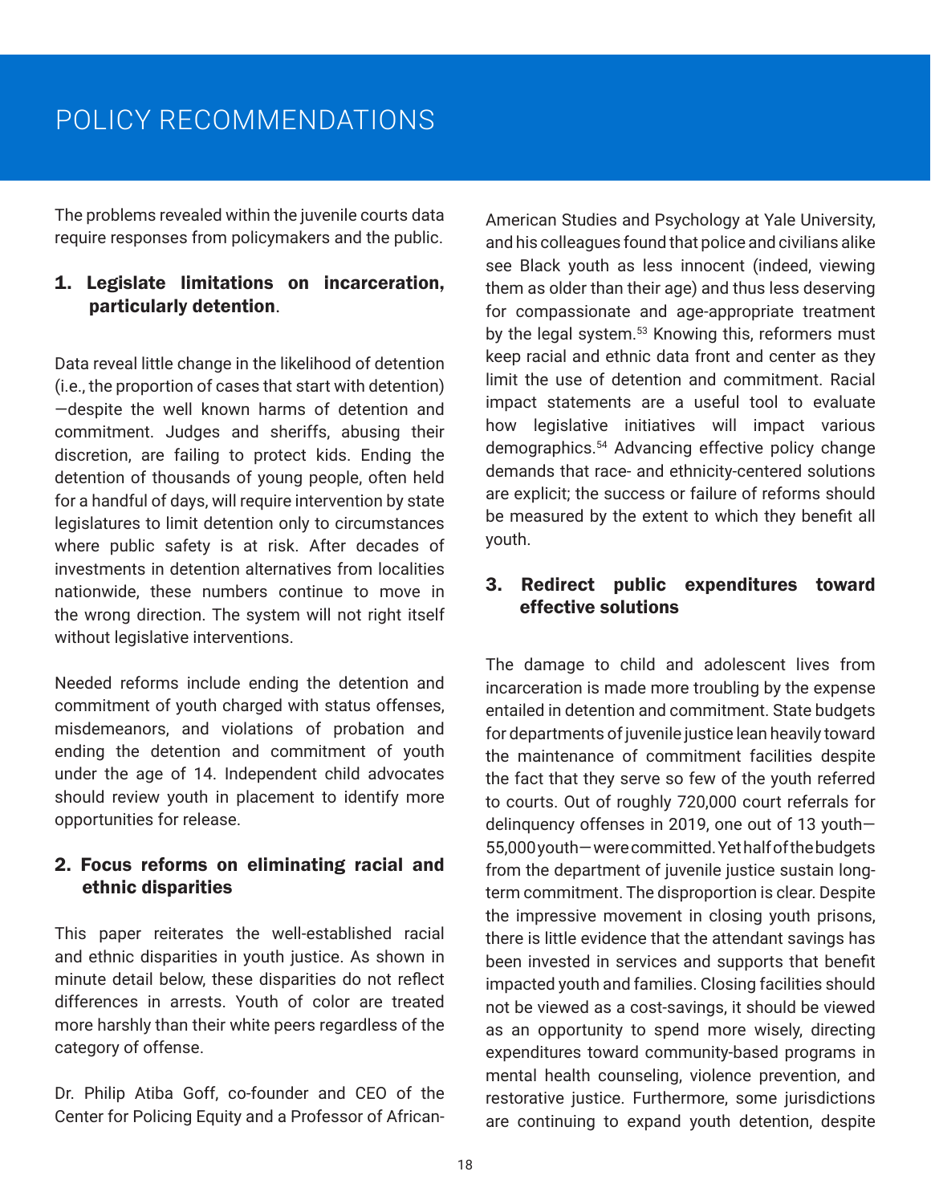# POLICY RECOMMENDATIONS

The problems revealed within the juvenile courts data require responses from policymakers and the public.

### 1. Legislate limitations on incarceration, particularly detention.

Data reveal little change in the likelihood of detention (i.e., the proportion of cases that start with detention)—despite the well known harms of detention and commitment. Judges and sheriffs, abusing their discretion, are failing to protect kids. Ending the detention of thousands of young people, often held for a handful of days, will require intervention by state legislatures to limit detention only to circumstances where public safety is at risk. After decades of investments in detention alternatives from localities nationwide, these numbers continue to move in the wrong direction. The system will not right itself without legislative interventions.

Needed reforms include ending the detention and commitment of youth charged with status offenses, misdemeanors, and violations of probation and ending the detention and commitment of youth under the age of 14. Independent child advocates should review youth in placement to identify more opportunities for release.

### 2. Focus reforms on eliminating racial and ethnic disparities

This paper reiterates the well-established racial and ethnic disparities in youth justice. As shown in minute detail below, these disparities do not reflect differences in arrests. Youth of color are treated more harshly than their white peers regardless of the category of offense.

Dr. Philip Atiba Goff, co-founder and CEO of the Center for Policing Equity and a Professor of African-American Studies and Psychology at Yale University, and his colleagues found that police and civilians alike see Black youth as less innocent (indeed, viewing them as older than their age) and thus less deserving for compassionate and age-appropriate treatment by the legal system.[53] Knowing this, reformers must keep racial and ethnic data front and center as they limit the use of detention and commitment. Racial impact statements are a useful tool to evaluate how legislative initiatives will impact various demographics.[54] Advancing effective policy change demands that race- and ethnicity-centered solutions are explicit; the success or failure of reforms should be measured by the extent to which they benefit all youth.

### 3. Redirect public expenditures toward effective solutions

The damage to child and adolescent lives from incarceration is made more troubling by the expense entailed in detention and commitment. State budgets for departments of juvenile justice lean heavily toward the maintenance of commitment facilities despite the fact that they serve so few of the youth referred to courts. Out of roughly 720,000 court referrals for delinquency offenses in 2019, one out of 13 youth—55,000 youth—were committed. Yet half of the budgets from the department of juvenile justice sustain long-term commitment. The disproportion is clear. Despite the impressive movement in closing youth prisons, there is little evidence that the attendant savings has been invested in services and supports that benefit impacted youth and families. Closing facilities should not be viewed as a cost-savings, it should be viewed as an opportunity to spend more wisely, directing expenditures toward community-based programs in mental health counseling, violence prevention, and restorative justice. Furthermore, some jurisdictions are continuing to expand youth detention, despite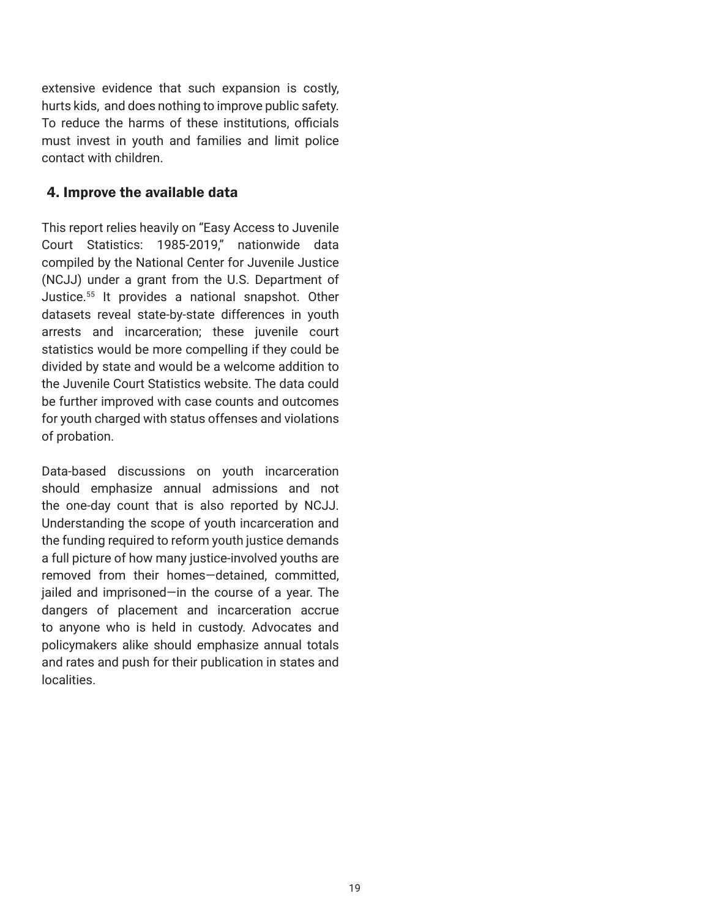extensive evidence that such expansion is costly, hurts kids, and does nothing to improve public safety. To reduce the harms of these institutions, officials must invest in youth and families and limit police contact with children.

### 4. Improve the available data

This report relies heavily on "Easy Access to Juvenile Court Statistics: 1985-2019," nationwide data compiled by the National Center for Juvenile Justice (NCJJ) under a grant from the U.S. Department of Justice.[55] It provides a national snapshot. Other datasets reveal state-by-state differences in youth arrests and incarceration; these juvenile court statistics would be more compelling if they could be divided by state and would be a welcome addition to the Juvenile Court Statistics website. The data could be further improved with case counts and outcomes for youth charged with status offenses and violations of probation.

Data-based discussions on youth incarceration should emphasize annual admissions and not the one-day count that is also reported by NCJJ. Understanding the scope of youth incarceration and the funding required to reform youth justice demands a full picture of how many justice-involved youths are removed from their homes—detained, committed, jailed and imprisoned—in the course of a year. The dangers of placement and incarceration accrue to anyone who is held in custody. Advocates and policymakers alike should emphasize annual totals and rates and push for their publication in states and localities.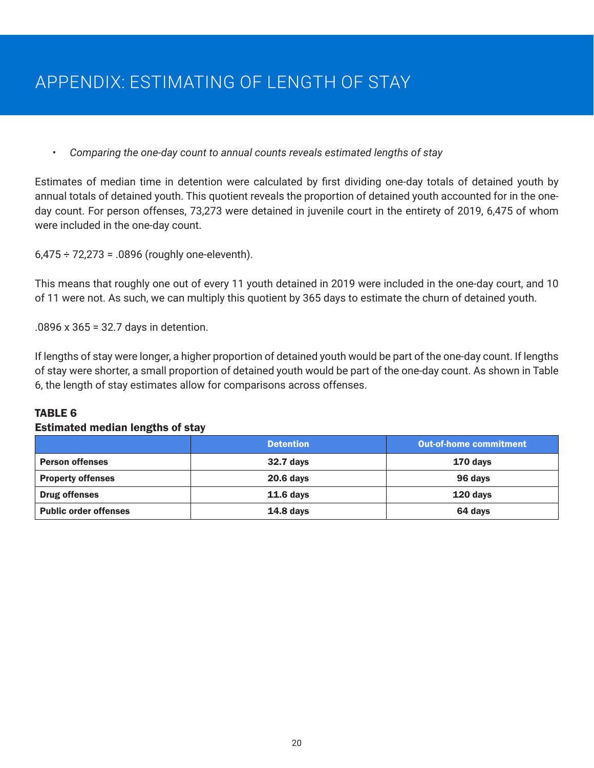# APPENDIX: ESTIMATING OF LENGTH OF STAY

- *Comparing the one-day count to annual counts reveals estimated lengths of stay*

Estimates of median time in detention were calculated by first dividing one-day totals of detained youth by annual totals of detained youth. This quotient reveals the proportion of detained youth accounted for in the one-day count. For person offenses, 73,273 were detained in juvenile court in the entirety of 2019, 6,475 of whom were included in the one-day count.

6,475 ÷ 72,273 = .0896 (roughly one-eleventh).

This means that roughly one out of every 11 youth detained in 2019 were included in the one-day court, and 10 of 11 were not. As such, we can multiply this quotient by 365 days to estimate the churn of detained youth.

.0896 x 365 = 32.7 days in detention.

If lengths of stay were longer, a higher proportion of detained youth would be part of the one-day count. If lengths of stay were shorter, a small proportion of detained youth would be part of the one-day count. As shown in Table 6, the length of stay estimates allow for comparisons across offenses.

**TABLE 6**
**Estimated median lengths of stay**

| | Detention | Out-of-home commitment |
|---|---|---|
| **Person offenses** | **32.7 days** | **170 days** |
| **Property offenses** | **20.6 days** | **96 days** |
| **Drug offenses** | **11.6 days** | **120 days** |
| **Public order offenses** | **14.8 days** | **64 days** |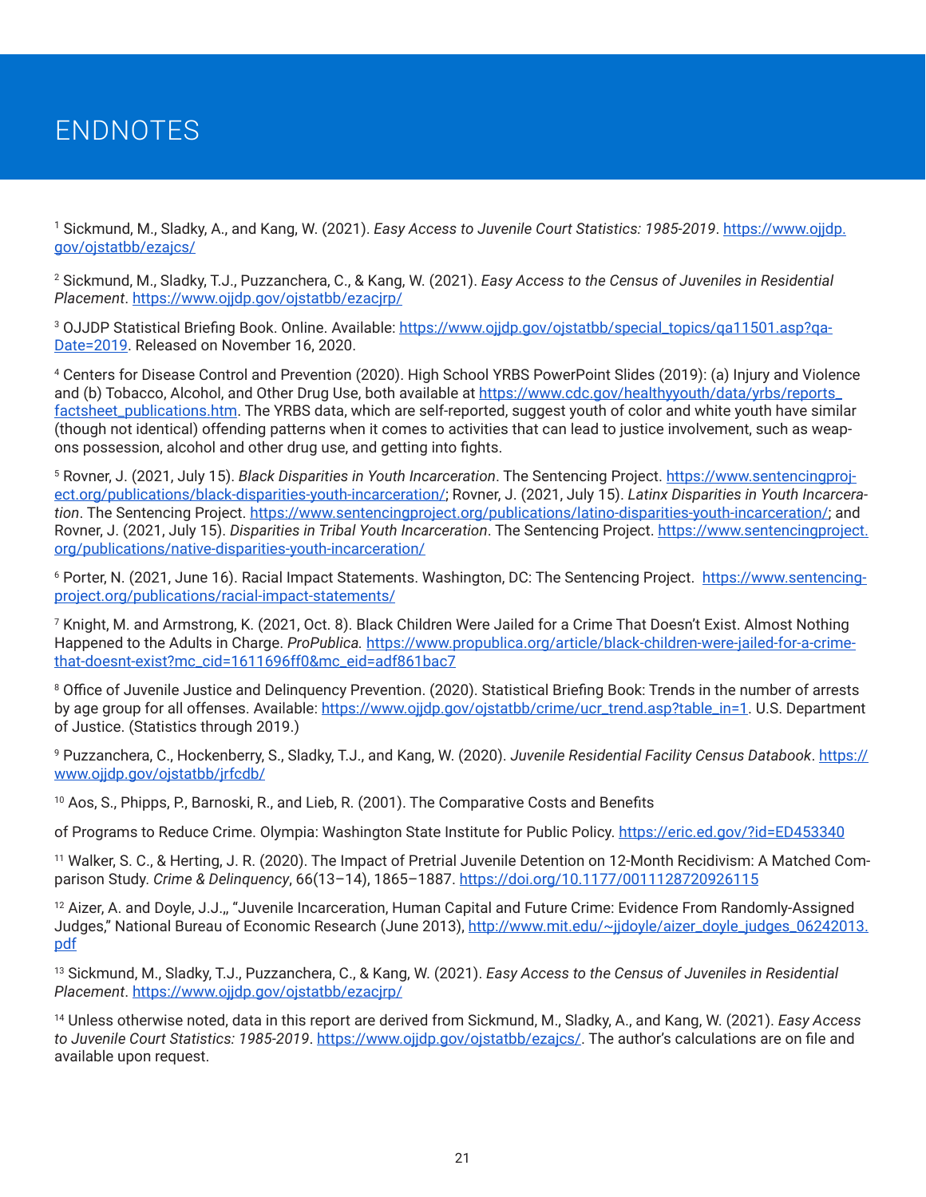# ENDNOTES

[1] Sickmund, M., Sladky, A., and Kang, W. (2021). *Easy Access to Juvenile Court Statistics: 1985-2019*. https://www.ojjdp.gov/ojstatbb/ezajcs/

[2] Sickmund, M., Sladky, T.J., Puzzanchera, C., & Kang, W. (2021). *Easy Access to the Census of Juveniles in Residential Placement*. https://www.ojjdp.gov/ojstatbb/ezacjrp/

[3] OJJDP Statistical Briefing Book. Online. Available: https://www.ojjdp.gov/ojstatbb/special_topics/qa11501.asp?qaDate=2019. Released on November 16, 2020.

[4] Centers for Disease Control and Prevention (2020). High School YRBS PowerPoint Slides (2019): (a) Injury and Violence and (b) Tobacco, Alcohol, and Other Drug Use, both available at https://www.cdc.gov/healthyyouth/data/yrbs/reports_factsheet_publications.htm. The YRBS data, which are self-reported, suggest youth of color and white youth have similar (though not identical) offending patterns when it comes to activities that can lead to justice involvement, such as weapons possession, alcohol and other drug use, and getting into fights.

[5] Rovner, J. (2021, July 15). *Black Disparities in Youth Incarceration*. The Sentencing Project. https://www.sentencingproject.org/publications/black-disparities-youth-incarceration/; Rovner, J. (2021, July 15). *Latinx Disparities in Youth Incarceration*. The Sentencing Project. https://www.sentencingproject.org/publications/latino-disparities-youth-incarceration/; and Rovner, J. (2021, July 15). *Disparities in Tribal Youth Incarceration*. The Sentencing Project. https://www.sentencingproject.org/publications/native-disparities-youth-incarceration/

[6] Porter, N. (2021, June 16). Racial Impact Statements. Washington, DC: The Sentencing Project. https://www.sentencingproject.org/publications/racial-impact-statements/

[7] Knight, M. and Armstrong, K. (2021, Oct. 8). Black Children Were Jailed for a Crime That Doesn't Exist. Almost Nothing Happened to the Adults in Charge. *ProPublica*. https://www.propublica.org/article/black-children-were-jailed-for-a-crime-that-doesnt-exist?mc_cid=1611696ff0&mc_eid=adf861bac7

[8] Office of Juvenile Justice and Delinquency Prevention. (2020). Statistical Briefing Book: Trends in the number of arrests by age group for all offenses. Available: https://www.ojjdp.gov/ojstatbb/crime/ucr_trend.asp?table_in=1. U.S. Department of Justice. (Statistics through 2019.)

[9] Puzzanchera, C., Hockenberry, S., Sladky, T.J., and Kang, W. (2020). *Juvenile Residential Facility Census Databook*. https://www.ojjdp.gov/ojstatbb/jrfcdb/

[10] Aos, S., Phipps, P., Barnoski, R., and Lieb, R. (2001). The Comparative Costs and Benefits

of Programs to Reduce Crime. Olympia: Washington State Institute for Public Policy. https://eric.ed.gov/?id=ED453340

[11] Walker, S. C., & Herting, J. R. (2020). The Impact of Pretrial Juvenile Detention on 12-Month Recidivism: A Matched Comparison Study. *Crime & Delinquency*, 66(13–14), 1865–1887. https://doi.org/10.1177/0011128720926115

[12] Aizer, A. and Doyle, J.J.,, "Juvenile Incarceration, Human Capital and Future Crime: Evidence From Randomly-Assigned Judges," National Bureau of Economic Research (June 2013), http://www.mit.edu/~jjdoyle/aizer_doyle_judges_06242013.pdf

[13] Sickmund, M., Sladky, T.J., Puzzanchera, C., & Kang, W. (2021). *Easy Access to the Census of Juveniles in Residential Placement*. https://www.ojjdp.gov/ojstatbb/ezacjrp/

[14] Unless otherwise noted, data in this report are derived from Sickmund, M., Sladky, A., and Kang, W. (2021). *Easy Access to Juvenile Court Statistics: 1985-2019*. https://www.ojjdp.gov/ojstatbb/ezajcs/. The author's calculations are on file and available upon request.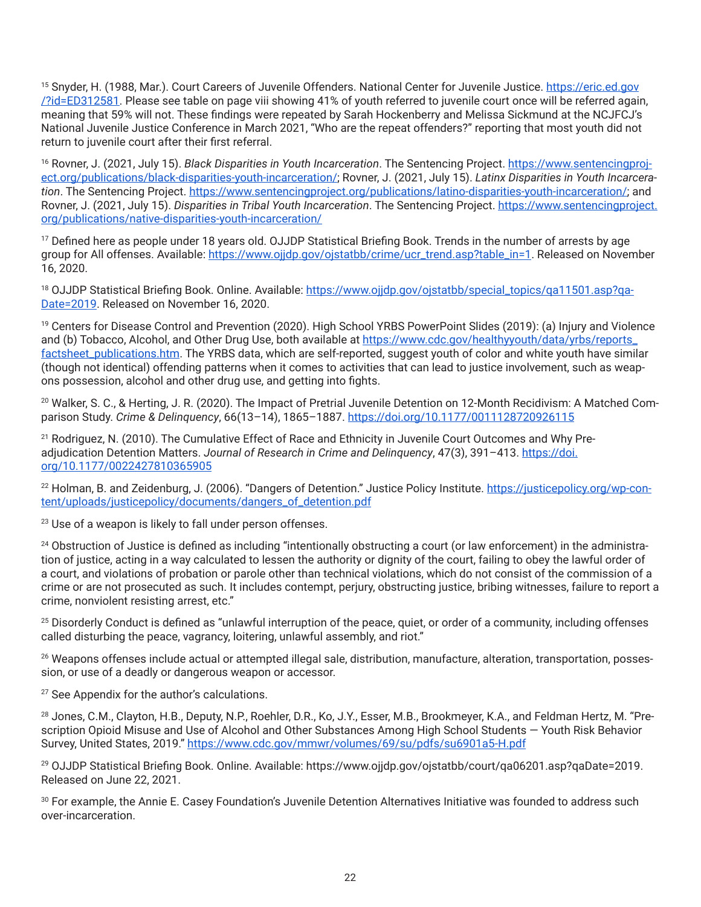[15] Snyder, H. (1988, Mar.). Court Careers of Juvenile Offenders. National Center for Juvenile Justice. https://eric.ed.gov/?id=ED312581. Please see table on page viii showing 41% of youth referred to juvenile court once will be referred again, meaning that 59% will not. These findings were repeated by Sarah Hockenberry and Melissa Sickmund at the NCJFCJ's National Juvenile Justice Conference in March 2021, "Who are the repeat offenders?" reporting that most youth did not return to juvenile court after their first referral.

[16] Rovner, J. (2021, July 15). *Black Disparities in Youth Incarceration*. The Sentencing Project. https://www.sentencingproject.org/publications/black-disparities-youth-incarceration/; Rovner, J. (2021, July 15). *Latinx Disparities in Youth Incarceration*. The Sentencing Project. https://www.sentencingproject.org/publications/latino-disparities-youth-incarceration/; and Rovner, J. (2021, July 15). *Disparities in Tribal Youth Incarceration*. The Sentencing Project. https://www.sentencingproject.org/publications/native-disparities-youth-incarceration/

[17] Defined here as people under 18 years old. OJJDP Statistical Briefing Book. Trends in the number of arrests by age group for All offenses. Available: https://www.ojjdp.gov/ojstatbb/crime/ucr_trend.asp?table_in=1. Released on November 16, 2020.

[18] OJJDP Statistical Briefing Book. Online. Available: https://www.ojjdp.gov/ojstatbb/special_topics/qa11501.asp?qaDate=2019. Released on November 16, 2020.

[19] Centers for Disease Control and Prevention (2020). High School YRBS PowerPoint Slides (2019): (a) Injury and Violence and (b) Tobacco, Alcohol, and Other Drug Use, both available at https://www.cdc.gov/healthyyouth/data/yrbs/reports_factsheet_publications.htm. The YRBS data, which are self-reported, suggest youth of color and white youth have similar (though not identical) offending patterns when it comes to activities that can lead to justice involvement, such as weapons possession, alcohol and other drug use, and getting into fights.

[20] Walker, S. C., & Herting, J. R. (2020). The Impact of Pretrial Juvenile Detention on 12-Month Recidivism: A Matched Comparison Study. *Crime & Delinquency*, 66(13–14), 1865–1887. https://doi.org/10.1177/0011128720926115

[21] Rodriguez, N. (2010). The Cumulative Effect of Race and Ethnicity in Juvenile Court Outcomes and Why Preadjudication Detention Matters. *Journal of Research in Crime and Delinquency*, 47(3), 391–413. https://doi.org/10.1177/0022427810365905

[22] Holman, B. and Zeidenburg, J. (2006). "Dangers of Detention." Justice Policy Institute. https://justicepolicy.org/wp-content/uploads/justicepolicy/documents/dangers_of_detention.pdf

[23] Use of a weapon is likely to fall under person offenses.

[24] Obstruction of Justice is defined as including "intentionally obstructing a court (or law enforcement) in the administration of justice, acting in a way calculated to lessen the authority or dignity of the court, failing to obey the lawful order of a court, and violations of probation or parole other than technical violations, which do not consist of the commission of a crime or are not prosecuted as such. It includes contempt, perjury, obstructing justice, bribing witnesses, failure to report a crime, nonviolent resisting arrest, etc."

[25] Disorderly Conduct is defined as "unlawful interruption of the peace, quiet, or order of a community, including offenses called disturbing the peace, vagrancy, loitering, unlawful assembly, and riot."

[26] Weapons offenses include actual or attempted illegal sale, distribution, manufacture, alteration, transportation, possession, or use of a deadly or dangerous weapon or accessor.

[27] See Appendix for the author's calculations.

[28] Jones, C.M., Clayton, H.B., Deputy, N.P., Roehler, D.R., Ko, J.Y., Esser, M.B., Brookmeyer, K.A., and Feldman Hertz, M. "Prescription Opioid Misuse and Use of Alcohol and Other Substances Among High School Students — Youth Risk Behavior Survey, United States, 2019." https://www.cdc.gov/mmwr/volumes/69/su/pdfs/su6901a5-H.pdf

[29] OJJDP Statistical Briefing Book. Online. Available: https://www.ojjdp.gov/ojstatbb/court/qa06201.asp?qaDate=2019. Released on June 22, 2021.

[30] For example, the Annie E. Casey Foundation's Juvenile Detention Alternatives Initiative was founded to address such over-incarceration.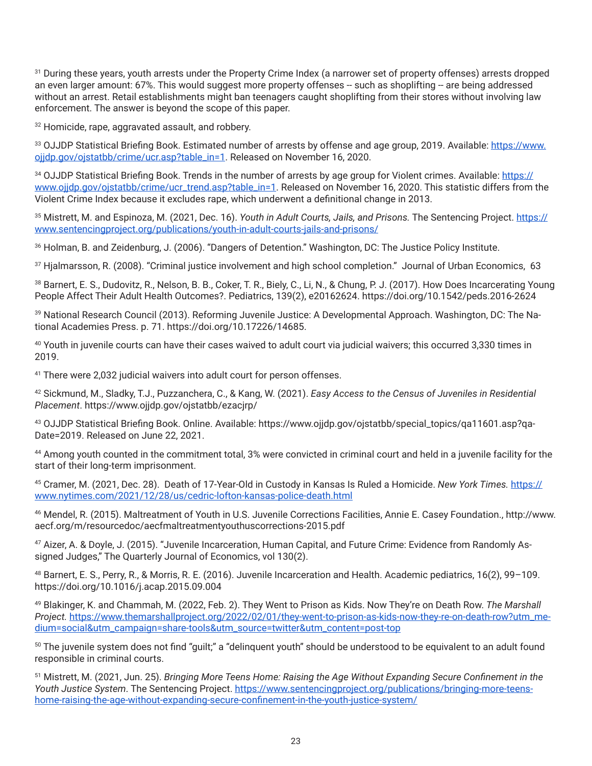[31] During these years, youth arrests under the Property Crime Index (a narrower set of property offenses) arrests dropped an even larger amount: 67%. This would suggest more property offenses -- such as shoplifting -- are being addressed without an arrest. Retail establishments might ban teenagers caught shoplifting from their stores without involving law enforcement. The answer is beyond the scope of this paper.

[32] Homicide, rape, aggravated assault, and robbery.

[33] OJJDP Statistical Briefing Book. Estimated number of arrests by offense and age group, 2019. Available: https://www.ojjdp.gov/ojstatbb/crime/ucr.asp?table_in=1. Released on November 16, 2020.

[34] OJJDP Statistical Briefing Book. Trends in the number of arrests by age group for Violent crimes. Available: https://www.ojjdp.gov/ojstatbb/crime/ucr_trend.asp?table_in=1. Released on November 16, 2020. This statistic differs from the Violent Crime Index because it excludes rape, which underwent a definitional change in 2013.

[35] Mistrett, M. and Espinoza, M. (2021, Dec. 16). *Youth in Adult Courts, Jails, and Prisons.* The Sentencing Project. https://www.sentencingproject.org/publications/youth-in-adult-courts-jails-and-prisons/

[36] Holman, B. and Zeidenburg, J. (2006). "Dangers of Detention." Washington, DC: The Justice Policy Institute.

[37] Hjalmarsson, R. (2008). "Criminal justice involvement and high school completion." Journal of Urban Economics, 63

[38] Barnert, E. S., Dudovitz, R., Nelson, B. B., Coker, T. R., Biely, C., Li, N., & Chung, P. J. (2017). How Does Incarcerating Young People Affect Their Adult Health Outcomes?. Pediatrics, 139(2), e20162624. https://doi.org/10.1542/peds.2016-2624

[39] National Research Council (2013). Reforming Juvenile Justice: A Developmental Approach. Washington, DC: The National Academies Press. p. 71. https://doi.org/10.17226/14685.

[40] Youth in juvenile courts can have their cases waived to adult court via judicial waivers; this occurred 3,330 times in 2019.

[41] There were 2,032 judicial waivers into adult court for person offenses.

[42] Sickmund, M., Sladky, T.J., Puzzanchera, C., & Kang, W. (2021). *Easy Access to the Census of Juveniles in Residential Placement*. https://www.ojjdp.gov/ojstatbb/ezacjrp/

[43] OJJDP Statistical Briefing Book. Online. Available: https://www.ojjdp.gov/ojstatbb/special_topics/qa11601.asp?qaDate=2019. Released on June 22, 2021.

[44] Among youth counted in the commitment total, 3% were convicted in criminal court and held in a juvenile facility for the start of their long-term imprisonment.

[45] Cramer, M. (2021, Dec. 28). Death of 17-Year-Old in Custody in Kansas Is Ruled a Homicide. *New York Times.* https://www.nytimes.com/2021/12/28/us/cedric-lofton-kansas-police-death.html

[46] Mendel, R. (2015). Maltreatment of Youth in U.S. Juvenile Corrections Facilities, Annie E. Casey Foundation., http://www.aecf.org/m/resourcedoc/aecfmaltreatmentyouthuscorrections-2015.pdf

[47] Aizer, A. & Doyle, J. (2015). "Juvenile Incarceration, Human Capital, and Future Crime: Evidence from Randomly Assigned Judges," The Quarterly Journal of Economics, vol 130(2).

[48] Barnert, E. S., Perry, R., & Morris, R. E. (2016). Juvenile Incarceration and Health. Academic pediatrics, 16(2), 99–109. https://doi.org/10.1016/j.acap.2015.09.004

[49] Blakinger, K. and Chammah, M. (2022, Feb. 2). They Went to Prison as Kids. Now They're on Death Row. *The Marshall Project.* https://www.themarshallproject.org/2022/02/01/they-went-to-prison-as-kids-now-they-re-on-death-row?utm_medium=social&utm_campaign=share-tools&utm_source=twitter&utm_content=post-top

[50] The juvenile system does not find "guilt;" a "delinquent youth" should be understood to be equivalent to an adult found responsible in criminal courts.

[51] Mistrett, M. (2021, Jun. 25). *Bringing More Teens Home: Raising the Age Without Expanding Secure Confinement in the Youth Justice System*. The Sentencing Project. https://www.sentencingproject.org/publications/bringing-more-teens-home-raising-the-age-without-expanding-secure-confinement-in-the-youth-justice-system/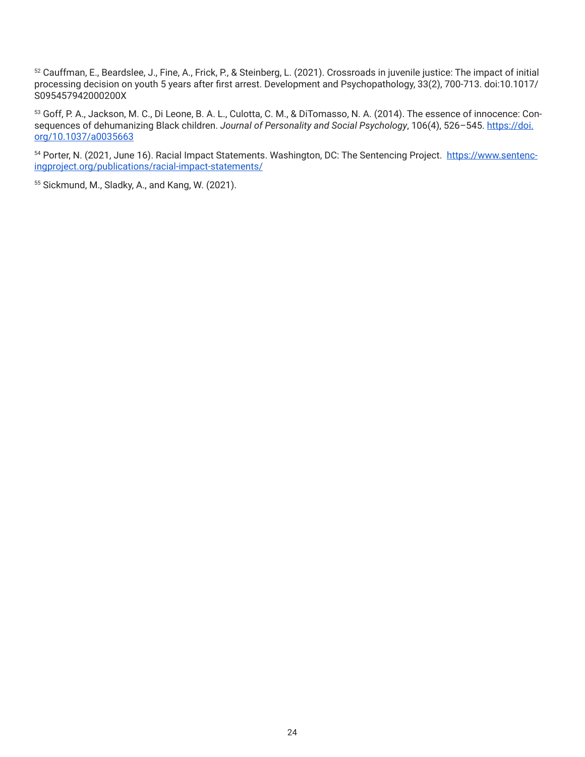[52] Cauffman, E., Beardslee, J., Fine, A., Frick, P., & Steinberg, L. (2021). Crossroads in juvenile justice: The impact of initial processing decision on youth 5 years after first arrest. Development and Psychopathology, 33(2), 700-713. doi:10.1017/S095457942000200X

[53] Goff, P. A., Jackson, M. C., Di Leone, B. A. L., Culotta, C. M., & DiTomasso, N. A. (2014). The essence of innocence: Consequences of dehumanizing Black children. *Journal of Personality and Social Psychology*, 106(4), 526–545. https://doi.org/10.1037/a0035663

[54] Porter, N. (2021, June 16). Racial Impact Statements. Washington, DC: The Sentencing Project. https://www.sentencingproject.org/publications/racial-impact-statements/

[55] Sickmund, M., Sladky, A., and Kang, W. (2021).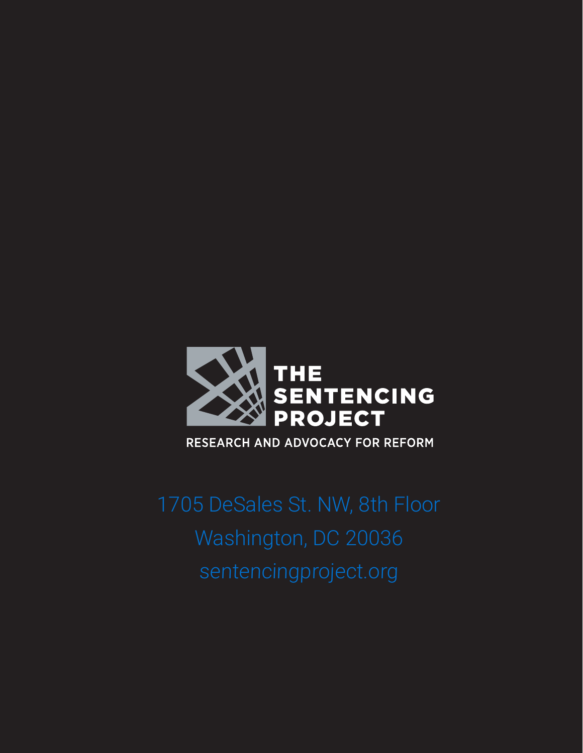THE SENTENCING PROJECT

RESEARCH AND ADVOCACY FOR REFORM

1705 DeSales St. NW, 8th Floor

Washington, DC 20036

sentencingproject.org